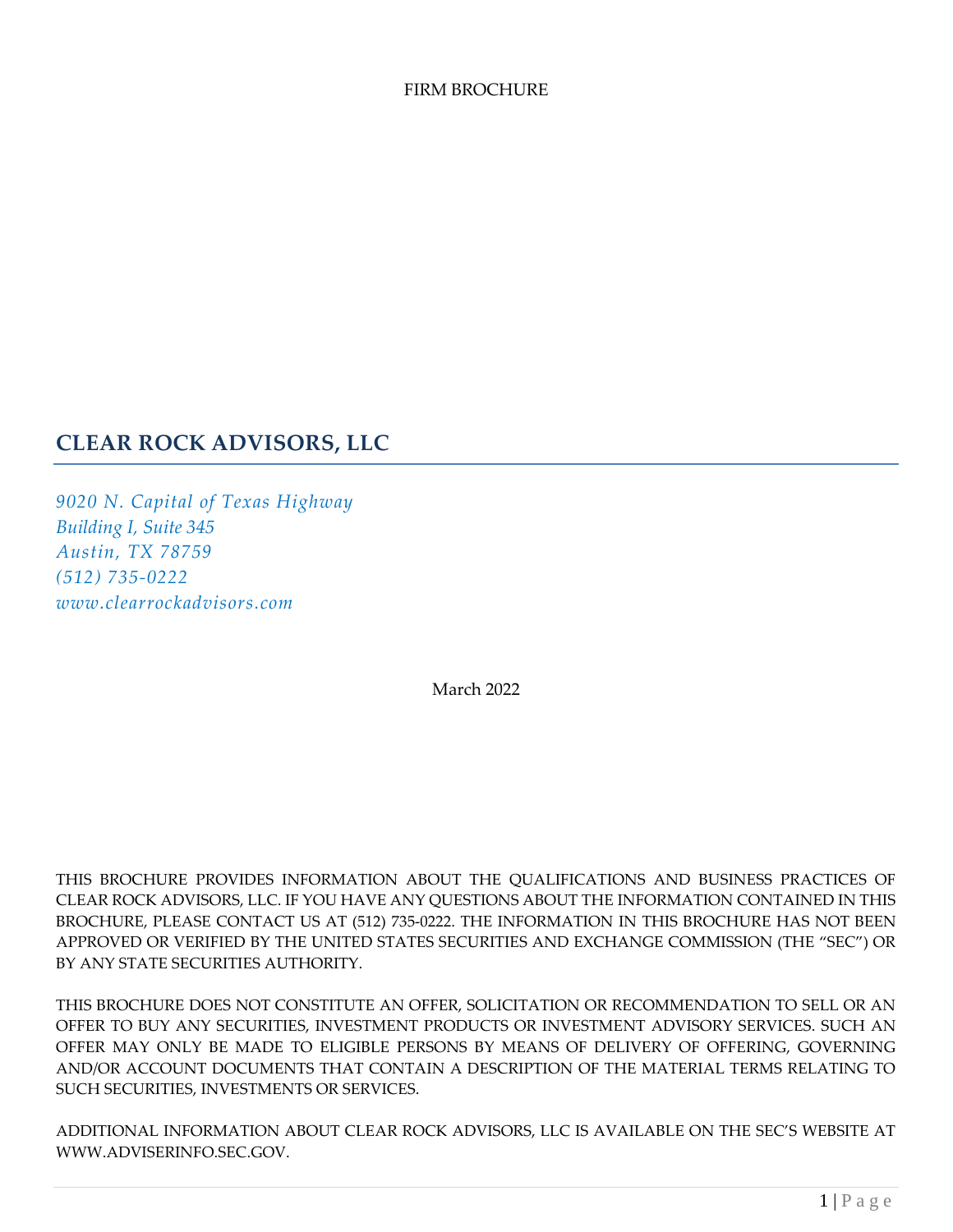FIRM BROCHURE

# CLEAR ROCK ADVISORS, LLC

*9020 N. Capital of Texas Highway*
*Building I, Suite 345*
*Austin, TX 78759*
*(512) 735-0222*
*www.clearrockadvisors.com*

March 2022

THIS BROCHURE PROVIDES INFORMATION ABOUT THE QUALIFICATIONS AND BUSINESS PRACTICES OF CLEAR ROCK ADVISORS, LLC. IF YOU HAVE ANY QUESTIONS ABOUT THE INFORMATION CONTAINED IN THIS BROCHURE, PLEASE CONTACT US AT (512) 735-0222. THE INFORMATION IN THIS BROCHURE HAS NOT BEEN APPROVED OR VERIFIED BY THE UNITED STATES SECURITIES AND EXCHANGE COMMISSION (THE "SEC") OR BY ANY STATE SECURITIES AUTHORITY.

THIS BROCHURE DOES NOT CONSTITUTE AN OFFER, SOLICITATION OR RECOMMENDATION TO SELL OR AN OFFER TO BUY ANY SECURITIES, INVESTMENT PRODUCTS OR INVESTMENT ADVISORY SERVICES. SUCH AN OFFER MAY ONLY BE MADE TO ELIGIBLE PERSONS BY MEANS OF DELIVERY OF OFFERING, GOVERNING AND/OR ACCOUNT DOCUMENTS THAT CONTAIN A DESCRIPTION OF THE MATERIAL TERMS RELATING TO SUCH SECURITIES, INVESTMENTS OR SERVICES.

ADDITIONAL INFORMATION ABOUT CLEAR ROCK ADVISORS, LLC IS AVAILABLE ON THE SEC'S WEBSITE AT WWW.ADVISERINFO.SEC.GOV.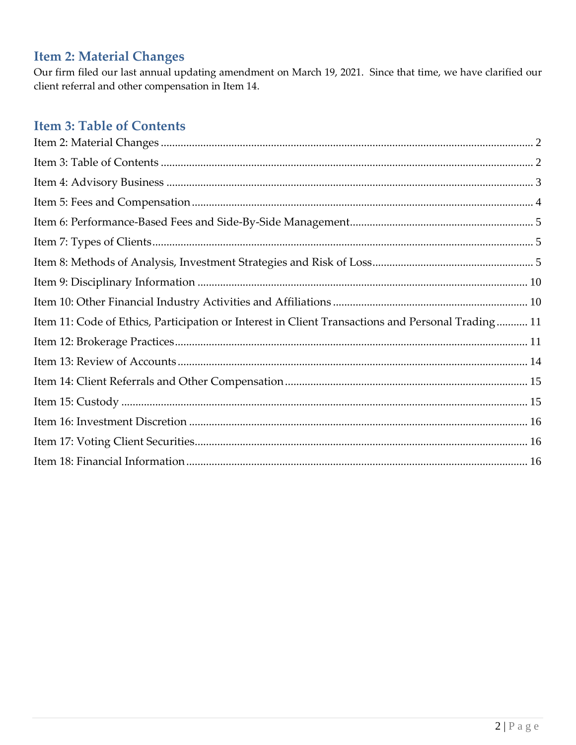## Item 2: Material Changes

Our firm filed our last annual updating amendment on March 19, 2021. Since that time, we have clarified our client referral and other compensation in Item 14.

## Item 3: Table of Contents

Item 2: Material Changes ........ 2

Item 3: Table of Contents ........ 2

Item 4: Advisory Business ........ 3

Item 5: Fees and Compensation ........ 4

Item 6: Performance-Based Fees and Side-By-Side Management ........ 5

Item 7: Types of Clients ........ 5

Item 8: Methods of Analysis, Investment Strategies and Risk of Loss ........ 5

Item 9: Disciplinary Information ........ 10

Item 10: Other Financial Industry Activities and Affiliations ........ 10

Item 11: Code of Ethics, Participation or Interest in Client Transactions and Personal Trading ........ 11

Item 12: Brokerage Practices ........ 11

Item 13: Review of Accounts ........ 14

Item 14: Client Referrals and Other Compensation ........ 15

Item 15: Custody ........ 15

Item 16: Investment Discretion ........ 16

Item 17: Voting Client Securities ........ 16

Item 18: Financial Information ........ 16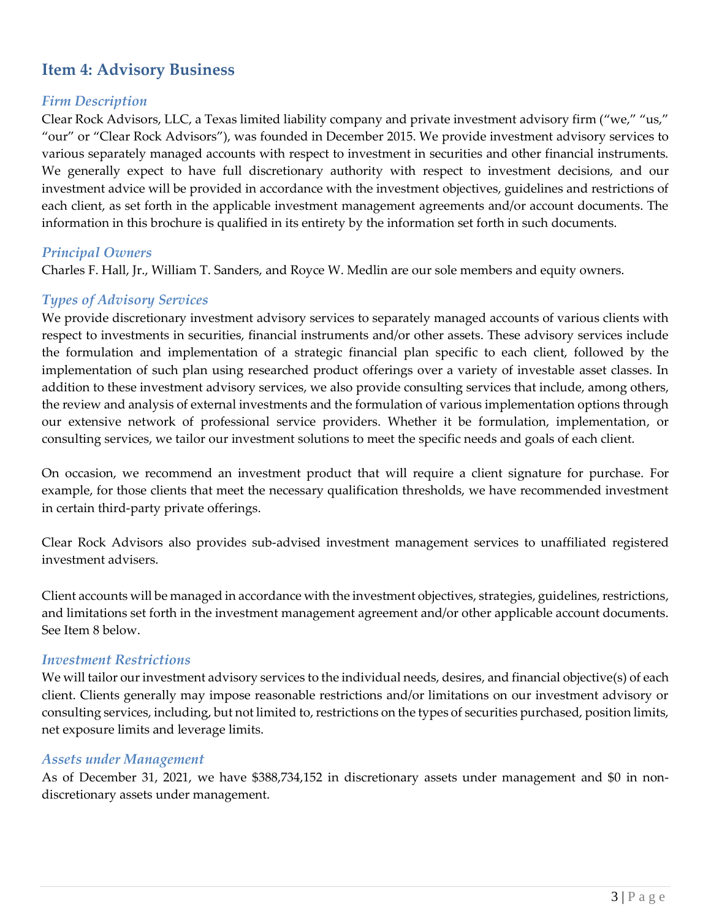## Item 4: Advisory Business

### *Firm Description*

Clear Rock Advisors, LLC, a Texas limited liability company and private investment advisory firm ("we," "us," "our" or "Clear Rock Advisors"), was founded in December 2015. We provide investment advisory services to various separately managed accounts with respect to investment in securities and other financial instruments. We generally expect to have full discretionary authority with respect to investment decisions, and our investment advice will be provided in accordance with the investment objectives, guidelines and restrictions of each client, as set forth in the applicable investment management agreements and/or account documents. The information in this brochure is qualified in its entirety by the information set forth in such documents.

### *Principal Owners*

Charles F. Hall, Jr., William T. Sanders, and Royce W. Medlin are our sole members and equity owners.

### *Types of Advisory Services*

We provide discretionary investment advisory services to separately managed accounts of various clients with respect to investments in securities, financial instruments and/or other assets. These advisory services include the formulation and implementation of a strategic financial plan specific to each client, followed by the implementation of such plan using researched product offerings over a variety of investable asset classes. In addition to these investment advisory services, we also provide consulting services that include, among others, the review and analysis of external investments and the formulation of various implementation options through our extensive network of professional service providers. Whether it be formulation, implementation, or consulting services, we tailor our investment solutions to meet the specific needs and goals of each client.

On occasion, we recommend an investment product that will require a client signature for purchase. For example, for those clients that meet the necessary qualification thresholds, we have recommended investment in certain third-party private offerings.

Clear Rock Advisors also provides sub-advised investment management services to unaffiliated registered investment advisers.

Client accounts will be managed in accordance with the investment objectives, strategies, guidelines, restrictions, and limitations set forth in the investment management agreement and/or other applicable account documents. See Item 8 below.

### *Investment Restrictions*

We will tailor our investment advisory services to the individual needs, desires, and financial objective(s) of each client. Clients generally may impose reasonable restrictions and/or limitations on our investment advisory or consulting services, including, but not limited to, restrictions on the types of securities purchased, position limits, net exposure limits and leverage limits.

### *Assets under Management*

As of December 31, 2021, we have $388,734,152 in discretionary assets under management and $0 in non-discretionary assets under management.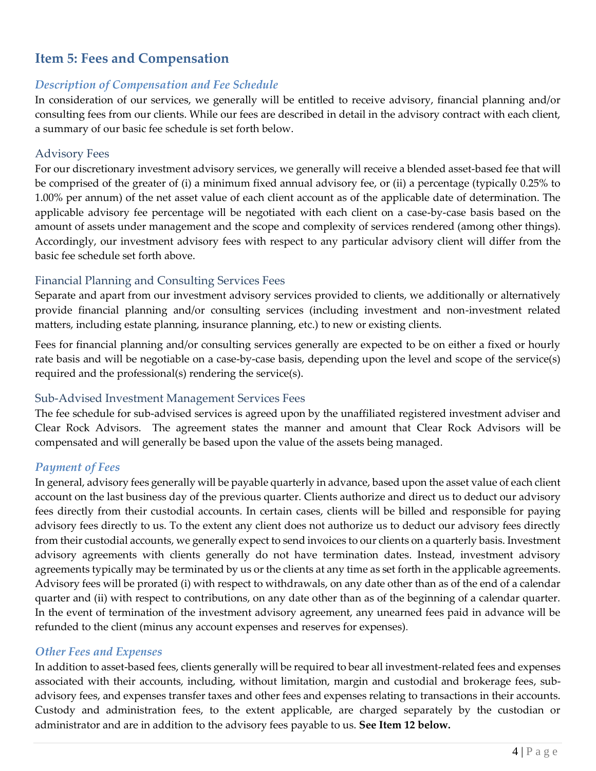## Item 5: Fees and Compensation

### *Description of Compensation and Fee Schedule*

In consideration of our services, we generally will be entitled to receive advisory, financial planning and/or consulting fees from our clients. While our fees are described in detail in the advisory contract with each client, a summary of our basic fee schedule is set forth below.

#### Advisory Fees

For our discretionary investment advisory services, we generally will receive a blended asset-based fee that will be comprised of the greater of (i) a minimum fixed annual advisory fee, or (ii) a percentage (typically 0.25% to 1.00% per annum) of the net asset value of each client account as of the applicable date of determination. The applicable advisory fee percentage will be negotiated with each client on a case-by-case basis based on the amount of assets under management and the scope and complexity of services rendered (among other things). Accordingly, our investment advisory fees with respect to any particular advisory client will differ from the basic fee schedule set forth above.

#### Financial Planning and Consulting Services Fees

Separate and apart from our investment advisory services provided to clients, we additionally or alternatively provide financial planning and/or consulting services (including investment and non-investment related matters, including estate planning, insurance planning, etc.) to new or existing clients.

Fees for financial planning and/or consulting services generally are expected to be on either a fixed or hourly rate basis and will be negotiable on a case-by-case basis, depending upon the level and scope of the service(s) required and the professional(s) rendering the service(s).

#### Sub-Advised Investment Management Services Fees

The fee schedule for sub-advised services is agreed upon by the unaffiliated registered investment adviser and Clear Rock Advisors. The agreement states the manner and amount that Clear Rock Advisors will be compensated and will generally be based upon the value of the assets being managed.

### *Payment of Fees*

In general, advisory fees generally will be payable quarterly in advance, based upon the asset value of each client account on the last business day of the previous quarter. Clients authorize and direct us to deduct our advisory fees directly from their custodial accounts. In certain cases, clients will be billed and responsible for paying advisory fees directly to us. To the extent any client does not authorize us to deduct our advisory fees directly from their custodial accounts, we generally expect to send invoices to our clients on a quarterly basis. Investment advisory agreements with clients generally do not have termination dates. Instead, investment advisory agreements typically may be terminated by us or the clients at any time as set forth in the applicable agreements. Advisory fees will be prorated (i) with respect to withdrawals, on any date other than as of the end of a calendar quarter and (ii) with respect to contributions, on any date other than as of the beginning of a calendar quarter. In the event of termination of the investment advisory agreement, any unearned fees paid in advance will be refunded to the client (minus any account expenses and reserves for expenses).

### *Other Fees and Expenses*

In addition to asset-based fees, clients generally will be required to bear all investment-related fees and expenses associated with their accounts, including, without limitation, margin and custodial and brokerage fees, sub-advisory fees, and expenses transfer taxes and other fees and expenses relating to transactions in their accounts. Custody and administration fees, to the extent applicable, are charged separately by the custodian or administrator and are in addition to the advisory fees payable to us. **See Item 12 below.**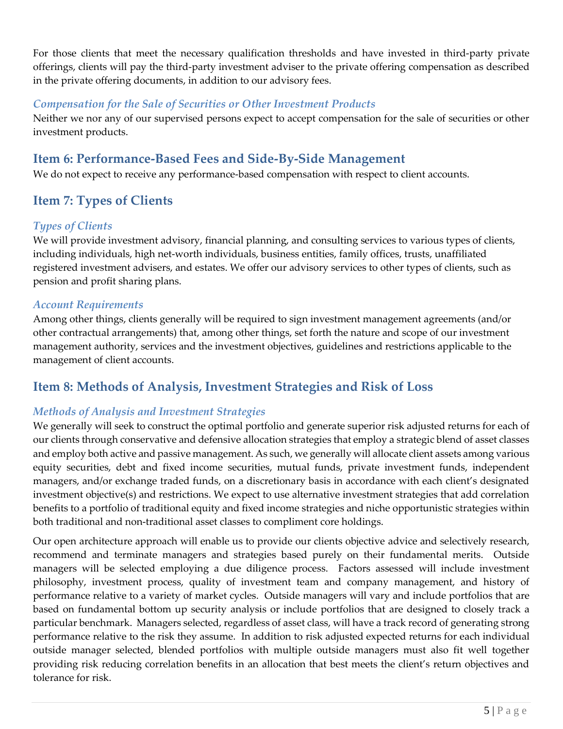For those clients that meet the necessary qualification thresholds and have invested in third-party private offerings, clients will pay the third-party investment adviser to the private offering compensation as described in the private offering documents, in addition to our advisory fees.

### *Compensation for the Sale of Securities or Other Investment Products*

Neither we nor any of our supervised persons expect to accept compensation for the sale of securities or other investment products.

## Item 6: Performance-Based Fees and Side-By-Side Management

We do not expect to receive any performance-based compensation with respect to client accounts.

## Item 7: Types of Clients

### *Types of Clients*

We will provide investment advisory, financial planning, and consulting services to various types of clients, including individuals, high net-worth individuals, business entities, family offices, trusts, unaffiliated registered investment advisers, and estates. We offer our advisory services to other types of clients, such as pension and profit sharing plans.

### *Account Requirements*

Among other things, clients generally will be required to sign investment management agreements (and/or other contractual arrangements) that, among other things, set forth the nature and scope of our investment management authority, services and the investment objectives, guidelines and restrictions applicable to the management of client accounts.

## Item 8: Methods of Analysis, Investment Strategies and Risk of Loss

### *Methods of Analysis and Investment Strategies*

We generally will seek to construct the optimal portfolio and generate superior risk adjusted returns for each of our clients through conservative and defensive allocation strategies that employ a strategic blend of asset classes and employ both active and passive management. As such, we generally will allocate client assets among various equity securities, debt and fixed income securities, mutual funds, private investment funds, independent managers, and/or exchange traded funds, on a discretionary basis in accordance with each client's designated investment objective(s) and restrictions. We expect to use alternative investment strategies that add correlation benefits to a portfolio of traditional equity and fixed income strategies and niche opportunistic strategies within both traditional and non-traditional asset classes to compliment core holdings.

Our open architecture approach will enable us to provide our clients objective advice and selectively research, recommend and terminate managers and strategies based purely on their fundamental merits. Outside managers will be selected employing a due diligence process. Factors assessed will include investment philosophy, investment process, quality of investment team and company management, and history of performance relative to a variety of market cycles. Outside managers will vary and include portfolios that are based on fundamental bottom up security analysis or include portfolios that are designed to closely track a particular benchmark. Managers selected, regardless of asset class, will have a track record of generating strong performance relative to the risk they assume. In addition to risk adjusted expected returns for each individual outside manager selected, blended portfolios with multiple outside managers must also fit well together providing risk reducing correlation benefits in an allocation that best meets the client's return objectives and tolerance for risk.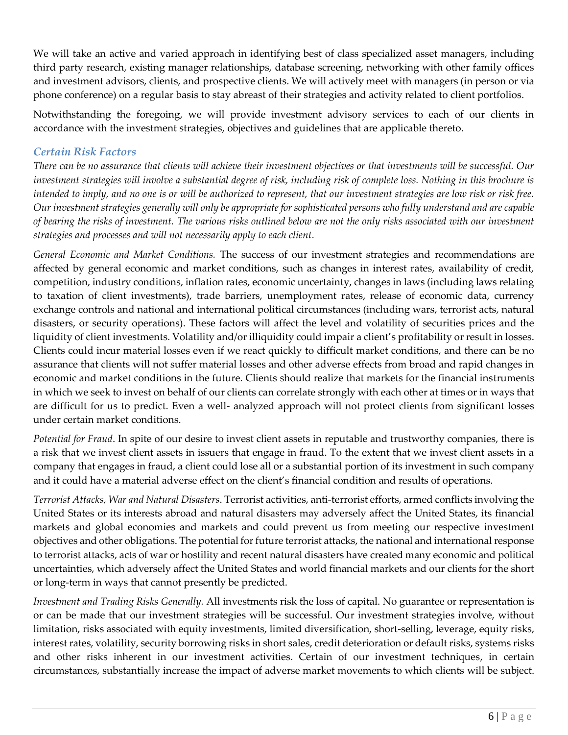We will take an active and varied approach in identifying best of class specialized asset managers, including third party research, existing manager relationships, database screening, networking with other family offices and investment advisors, clients, and prospective clients. We will actively meet with managers (in person or via phone conference) on a regular basis to stay abreast of their strategies and activity related to client portfolios.

Notwithstanding the foregoing, we will provide investment advisory services to each of our clients in accordance with the investment strategies, objectives and guidelines that are applicable thereto.

### *Certain Risk Factors*

*There can be no assurance that clients will achieve their investment objectives or that investments will be successful. Our investment strategies will involve a substantial degree of risk, including risk of complete loss. Nothing in this brochure is intended to imply, and no one is or will be authorized to represent, that our investment strategies are low risk or risk free. Our investment strategies generally will only be appropriate for sophisticated persons who fully understand and are capable of bearing the risks of investment. The various risks outlined below are not the only risks associated with our investment strategies and processes and will not necessarily apply to each client.*

*General Economic and Market Conditions.* The success of our investment strategies and recommendations are affected by general economic and market conditions, such as changes in interest rates, availability of credit, competition, industry conditions, inflation rates, economic uncertainty, changes in laws (including laws relating to taxation of client investments), trade barriers, unemployment rates, release of economic data, currency exchange controls and national and international political circumstances (including wars, terrorist acts, natural disasters, or security operations). These factors will affect the level and volatility of securities prices and the liquidity of client investments. Volatility and/or illiquidity could impair a client's profitability or result in losses. Clients could incur material losses even if we react quickly to difficult market conditions, and there can be no assurance that clients will not suffer material losses and other adverse effects from broad and rapid changes in economic and market conditions in the future. Clients should realize that markets for the financial instruments in which we seek to invest on behalf of our clients can correlate strongly with each other at times or in ways that are difficult for us to predict. Even a well- analyzed approach will not protect clients from significant losses under certain market conditions.

*Potential for Fraud*. In spite of our desire to invest client assets in reputable and trustworthy companies, there is a risk that we invest client assets in issuers that engage in fraud. To the extent that we invest client assets in a company that engages in fraud, a client could lose all or a substantial portion of its investment in such company and it could have a material adverse effect on the client's financial condition and results of operations.

*Terrorist Attacks, War and Natural Disasters*. Terrorist activities, anti-terrorist efforts, armed conflicts involving the United States or its interests abroad and natural disasters may adversely affect the United States, its financial markets and global economies and markets and could prevent us from meeting our respective investment objectives and other obligations. The potential for future terrorist attacks, the national and international response to terrorist attacks, acts of war or hostility and recent natural disasters have created many economic and political uncertainties, which adversely affect the United States and world financial markets and our clients for the short or long-term in ways that cannot presently be predicted.

*Investment and Trading Risks Generally.* All investments risk the loss of capital. No guarantee or representation is or can be made that our investment strategies will be successful. Our investment strategies involve, without limitation, risks associated with equity investments, limited diversification, short-selling, leverage, equity risks, interest rates, volatility, security borrowing risks in short sales, credit deterioration or default risks, systems risks and other risks inherent in our investment activities. Certain of our investment techniques, in certain circumstances, substantially increase the impact of adverse market movements to which clients will be subject.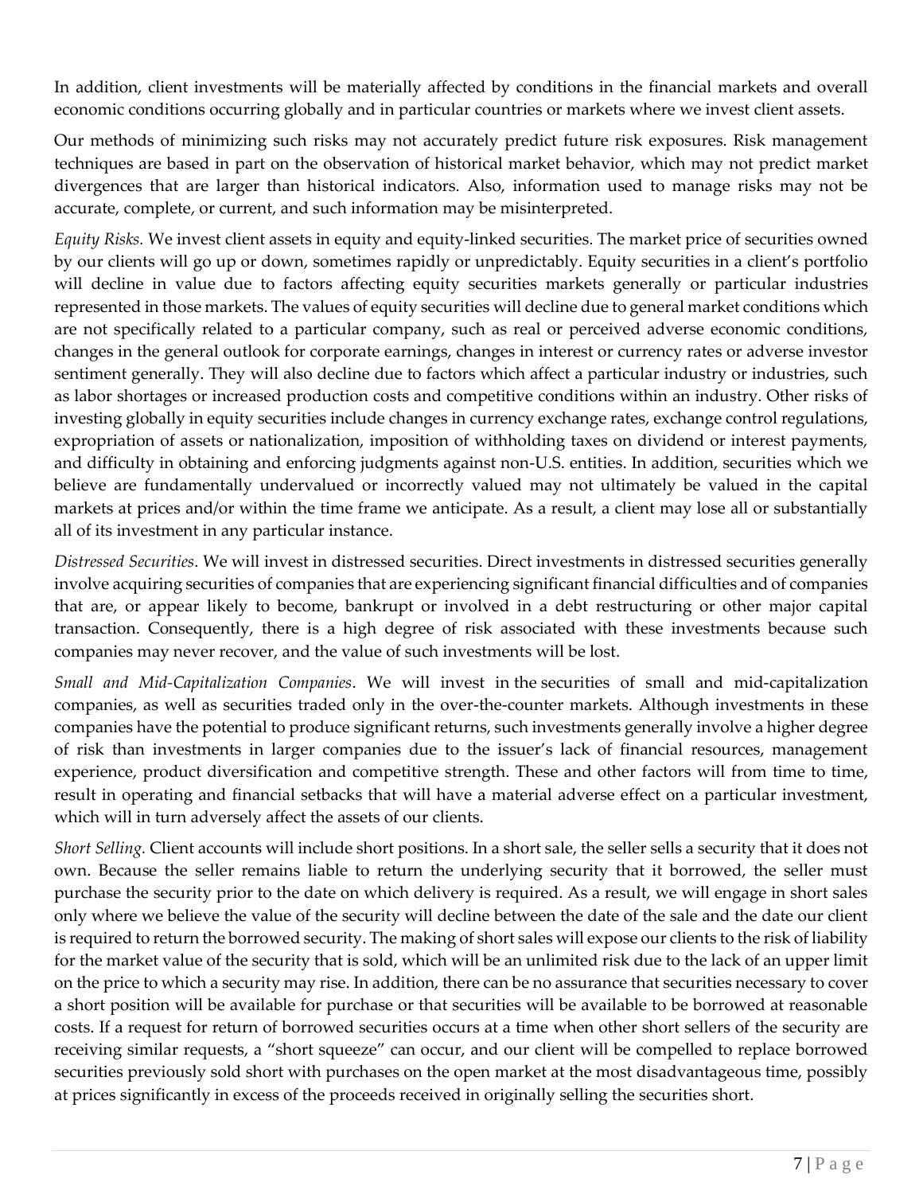In addition, client investments will be materially affected by conditions in the financial markets and overall economic conditions occurring globally and in particular countries or markets where we invest client assets.

Our methods of minimizing such risks may not accurately predict future risk exposures. Risk management techniques are based in part on the observation of historical market behavior, which may not predict market divergences that are larger than historical indicators. Also, information used to manage risks may not be accurate, complete, or current, and such information may be misinterpreted.

*Equity Risks.* We invest client assets in equity and equity-linked securities. The market price of securities owned by our clients will go up or down, sometimes rapidly or unpredictably. Equity securities in a client's portfolio will decline in value due to factors affecting equity securities markets generally or particular industries represented in those markets. The values of equity securities will decline due to general market conditions which are not specifically related to a particular company, such as real or perceived adverse economic conditions, changes in the general outlook for corporate earnings, changes in interest or currency rates or adverse investor sentiment generally. They will also decline due to factors which affect a particular industry or industries, such as labor shortages or increased production costs and competitive conditions within an industry. Other risks of investing globally in equity securities include changes in currency exchange rates, exchange control regulations, expropriation of assets or nationalization, imposition of withholding taxes on dividend or interest payments, and difficulty in obtaining and enforcing judgments against non-U.S. entities. In addition, securities which we believe are fundamentally undervalued or incorrectly valued may not ultimately be valued in the capital markets at prices and/or within the time frame we anticipate. As a result, a client may lose all or substantially all of its investment in any particular instance.

*Distressed Securities*. We will invest in distressed securities. Direct investments in distressed securities generally involve acquiring securities of companies that are experiencing significant financial difficulties and of companies that are, or appear likely to become, bankrupt or involved in a debt restructuring or other major capital transaction. Consequently, there is a high degree of risk associated with these investments because such companies may never recover, and the value of such investments will be lost.

*Small and Mid-Capitalization Companies*. We will invest in the securities of small and mid-capitalization companies, as well as securities traded only in the over-the-counter markets. Although investments in these companies have the potential to produce significant returns, such investments generally involve a higher degree of risk than investments in larger companies due to the issuer's lack of financial resources, management experience, product diversification and competitive strength. These and other factors will from time to time, result in operating and financial setbacks that will have a material adverse effect on a particular investment, which will in turn adversely affect the assets of our clients.

*Short Selling.* Client accounts will include short positions. In a short sale, the seller sells a security that it does not own. Because the seller remains liable to return the underlying security that it borrowed, the seller must purchase the security prior to the date on which delivery is required. As a result, we will engage in short sales only where we believe the value of the security will decline between the date of the sale and the date our client is required to return the borrowed security. The making of short sales will expose our clients to the risk of liability for the market value of the security that is sold, which will be an unlimited risk due to the lack of an upper limit on the price to which a security may rise. In addition, there can be no assurance that securities necessary to cover a short position will be available for purchase or that securities will be available to be borrowed at reasonable costs. If a request for return of borrowed securities occurs at a time when other short sellers of the security are receiving similar requests, a "short squeeze" can occur, and our client will be compelled to replace borrowed securities previously sold short with purchases on the open market at the most disadvantageous time, possibly at prices significantly in excess of the proceeds received in originally selling the securities short.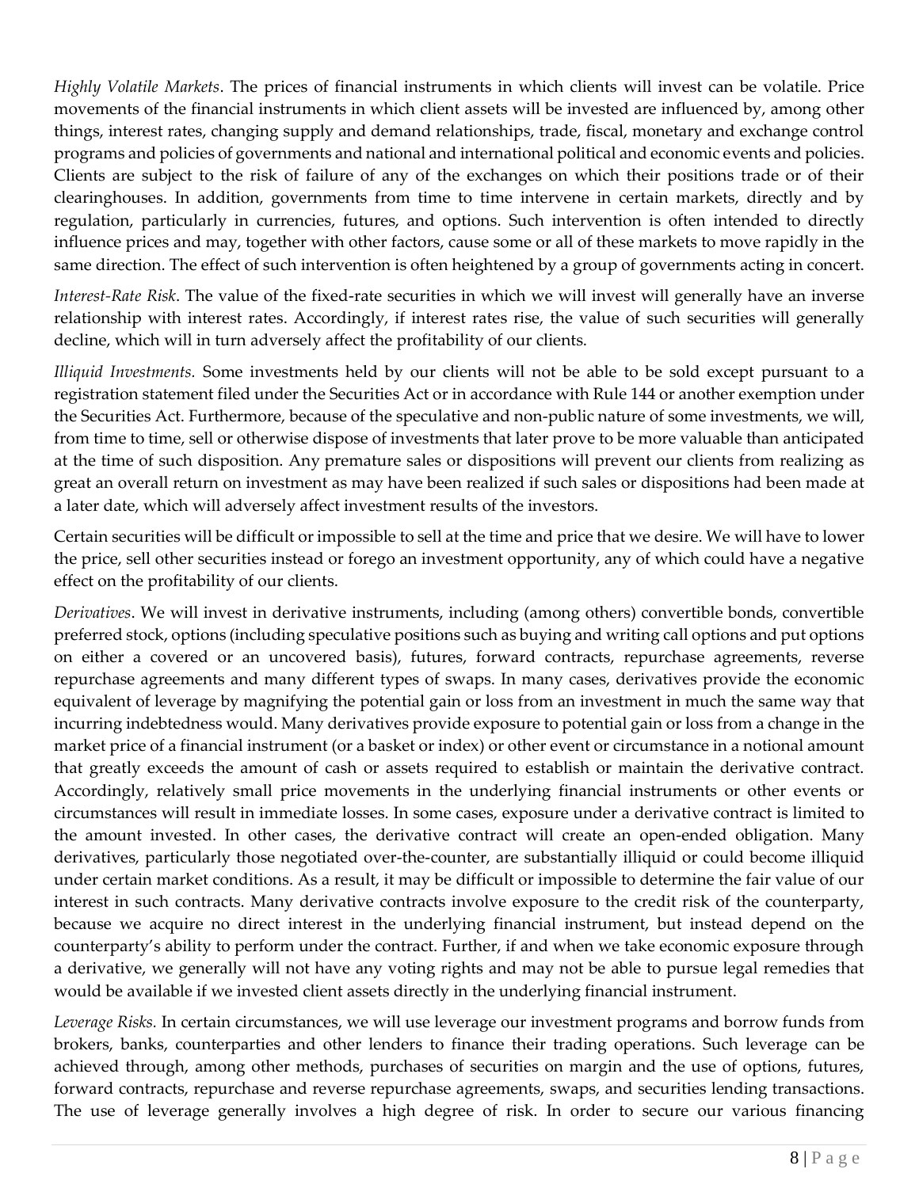*Highly Volatile Markets*. The prices of financial instruments in which clients will invest can be volatile. Price movements of the financial instruments in which client assets will be invested are influenced by, among other things, interest rates, changing supply and demand relationships, trade, fiscal, monetary and exchange control programs and policies of governments and national and international political and economic events and policies. Clients are subject to the risk of failure of any of the exchanges on which their positions trade or of their clearinghouses. In addition, governments from time to time intervene in certain markets, directly and by regulation, particularly in currencies, futures, and options. Such intervention is often intended to directly influence prices and may, together with other factors, cause some or all of these markets to move rapidly in the same direction. The effect of such intervention is often heightened by a group of governments acting in concert.

*Interest-Rate Risk*. The value of the fixed-rate securities in which we will invest will generally have an inverse relationship with interest rates. Accordingly, if interest rates rise, the value of such securities will generally decline, which will in turn adversely affect the profitability of our clients.

*Illiquid Investments.* Some investments held by our clients will not be able to be sold except pursuant to a registration statement filed under the Securities Act or in accordance with Rule 144 or another exemption under the Securities Act. Furthermore, because of the speculative and non-public nature of some investments, we will, from time to time, sell or otherwise dispose of investments that later prove to be more valuable than anticipated at the time of such disposition. Any premature sales or dispositions will prevent our clients from realizing as great an overall return on investment as may have been realized if such sales or dispositions had been made at a later date, which will adversely affect investment results of the investors.

Certain securities will be difficult or impossible to sell at the time and price that we desire. We will have to lower the price, sell other securities instead or forego an investment opportunity, any of which could have a negative effect on the profitability of our clients.

*Derivatives*. We will invest in derivative instruments, including (among others) convertible bonds, convertible preferred stock, options (including speculative positions such as buying and writing call options and put options on either a covered or an uncovered basis), futures, forward contracts, repurchase agreements, reverse repurchase agreements and many different types of swaps. In many cases, derivatives provide the economic equivalent of leverage by magnifying the potential gain or loss from an investment in much the same way that incurring indebtedness would. Many derivatives provide exposure to potential gain or loss from a change in the market price of a financial instrument (or a basket or index) or other event or circumstance in a notional amount that greatly exceeds the amount of cash or assets required to establish or maintain the derivative contract. Accordingly, relatively small price movements in the underlying financial instruments or other events or circumstances will result in immediate losses. In some cases, exposure under a derivative contract is limited to the amount invested. In other cases, the derivative contract will create an open-ended obligation. Many derivatives, particularly those negotiated over-the-counter, are substantially illiquid or could become illiquid under certain market conditions. As a result, it may be difficult or impossible to determine the fair value of our interest in such contracts. Many derivative contracts involve exposure to the credit risk of the counterparty, because we acquire no direct interest in the underlying financial instrument, but instead depend on the counterparty's ability to perform under the contract. Further, if and when we take economic exposure through a derivative, we generally will not have any voting rights and may not be able to pursue legal remedies that would be available if we invested client assets directly in the underlying financial instrument.

*Leverage Risks.* In certain circumstances, we will use leverage our investment programs and borrow funds from brokers, banks, counterparties and other lenders to finance their trading operations. Such leverage can be achieved through, among other methods, purchases of securities on margin and the use of options, futures, forward contracts, repurchase and reverse repurchase agreements, swaps, and securities lending transactions. The use of leverage generally involves a high degree of risk. In order to secure our various financing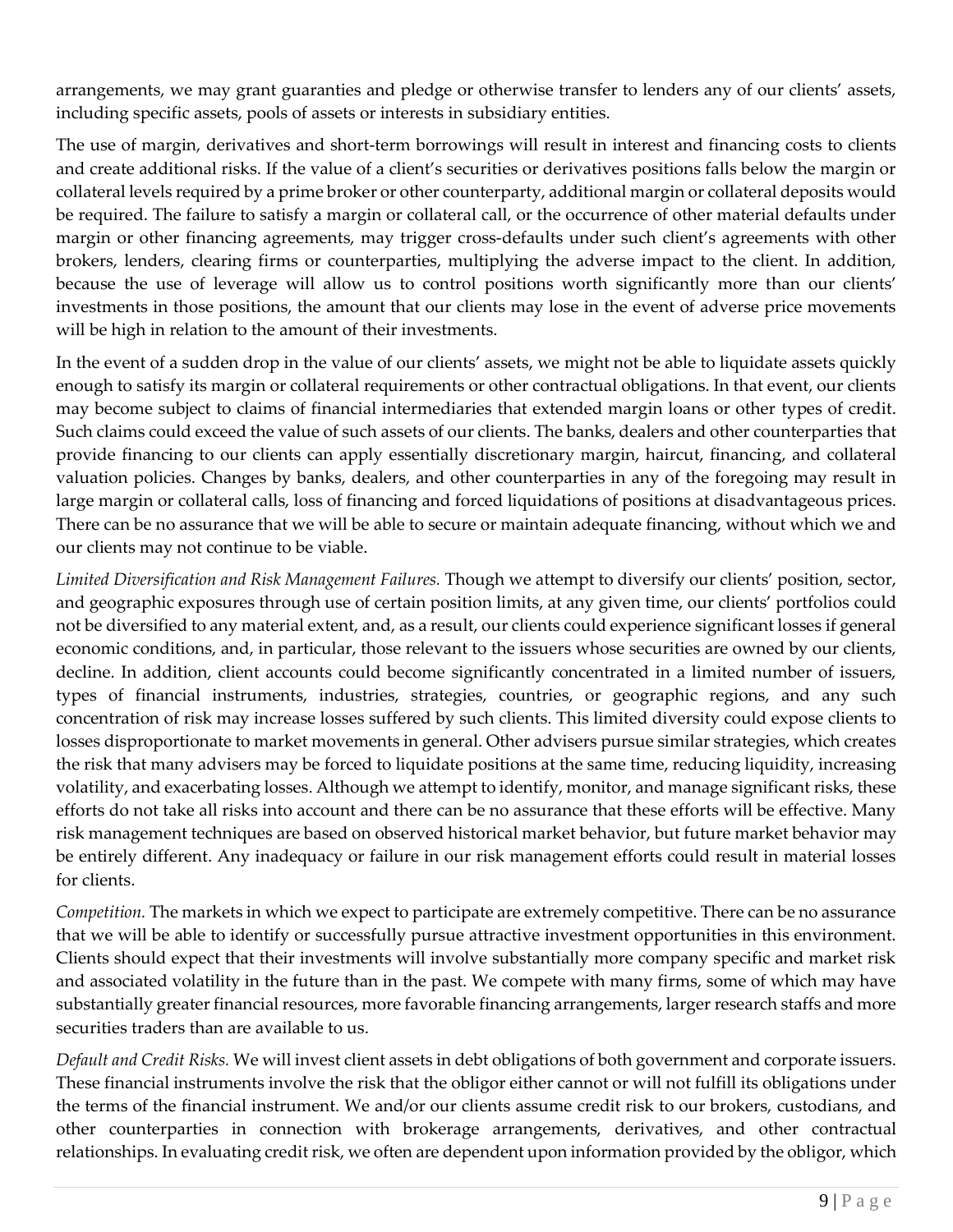arrangements, we may grant guaranties and pledge or otherwise transfer to lenders any of our clients' assets, including specific assets, pools of assets or interests in subsidiary entities.

The use of margin, derivatives and short-term borrowings will result in interest and financing costs to clients and create additional risks. If the value of a client's securities or derivatives positions falls below the margin or collateral levels required by a prime broker or other counterparty, additional margin or collateral deposits would be required. The failure to satisfy a margin or collateral call, or the occurrence of other material defaults under margin or other financing agreements, may trigger cross-defaults under such client's agreements with other brokers, lenders, clearing firms or counterparties, multiplying the adverse impact to the client. In addition, because the use of leverage will allow us to control positions worth significantly more than our clients' investments in those positions, the amount that our clients may lose in the event of adverse price movements will be high in relation to the amount of their investments.

In the event of a sudden drop in the value of our clients' assets, we might not be able to liquidate assets quickly enough to satisfy its margin or collateral requirements or other contractual obligations. In that event, our clients may become subject to claims of financial intermediaries that extended margin loans or other types of credit. Such claims could exceed the value of such assets of our clients. The banks, dealers and other counterparties that provide financing to our clients can apply essentially discretionary margin, haircut, financing, and collateral valuation policies. Changes by banks, dealers, and other counterparties in any of the foregoing may result in large margin or collateral calls, loss of financing and forced liquidations of positions at disadvantageous prices. There can be no assurance that we will be able to secure or maintain adequate financing, without which we and our clients may not continue to be viable.

*Limited Diversification and Risk Management Failures.* Though we attempt to diversify our clients' position, sector, and geographic exposures through use of certain position limits, at any given time, our clients' portfolios could not be diversified to any material extent, and, as a result, our clients could experience significant losses if general economic conditions, and, in particular, those relevant to the issuers whose securities are owned by our clients, decline. In addition, client accounts could become significantly concentrated in a limited number of issuers, types of financial instruments, industries, strategies, countries, or geographic regions, and any such concentration of risk may increase losses suffered by such clients. This limited diversity could expose clients to losses disproportionate to market movements in general. Other advisers pursue similar strategies, which creates the risk that many advisers may be forced to liquidate positions at the same time, reducing liquidity, increasing volatility, and exacerbating losses. Although we attempt to identify, monitor, and manage significant risks, these efforts do not take all risks into account and there can be no assurance that these efforts will be effective. Many risk management techniques are based on observed historical market behavior, but future market behavior may be entirely different. Any inadequacy or failure in our risk management efforts could result in material losses for clients.

*Competition.* The markets in which we expect to participate are extremely competitive. There can be no assurance that we will be able to identify or successfully pursue attractive investment opportunities in this environment. Clients should expect that their investments will involve substantially more company specific and market risk and associated volatility in the future than in the past. We compete with many firms, some of which may have substantially greater financial resources, more favorable financing arrangements, larger research staffs and more securities traders than are available to us.

*Default and Credit Risks.* We will invest client assets in debt obligations of both government and corporate issuers. These financial instruments involve the risk that the obligor either cannot or will not fulfill its obligations under the terms of the financial instrument. We and/or our clients assume credit risk to our brokers, custodians, and other counterparties in connection with brokerage arrangements, derivatives, and other contractual relationships. In evaluating credit risk, we often are dependent upon information provided by the obligor, which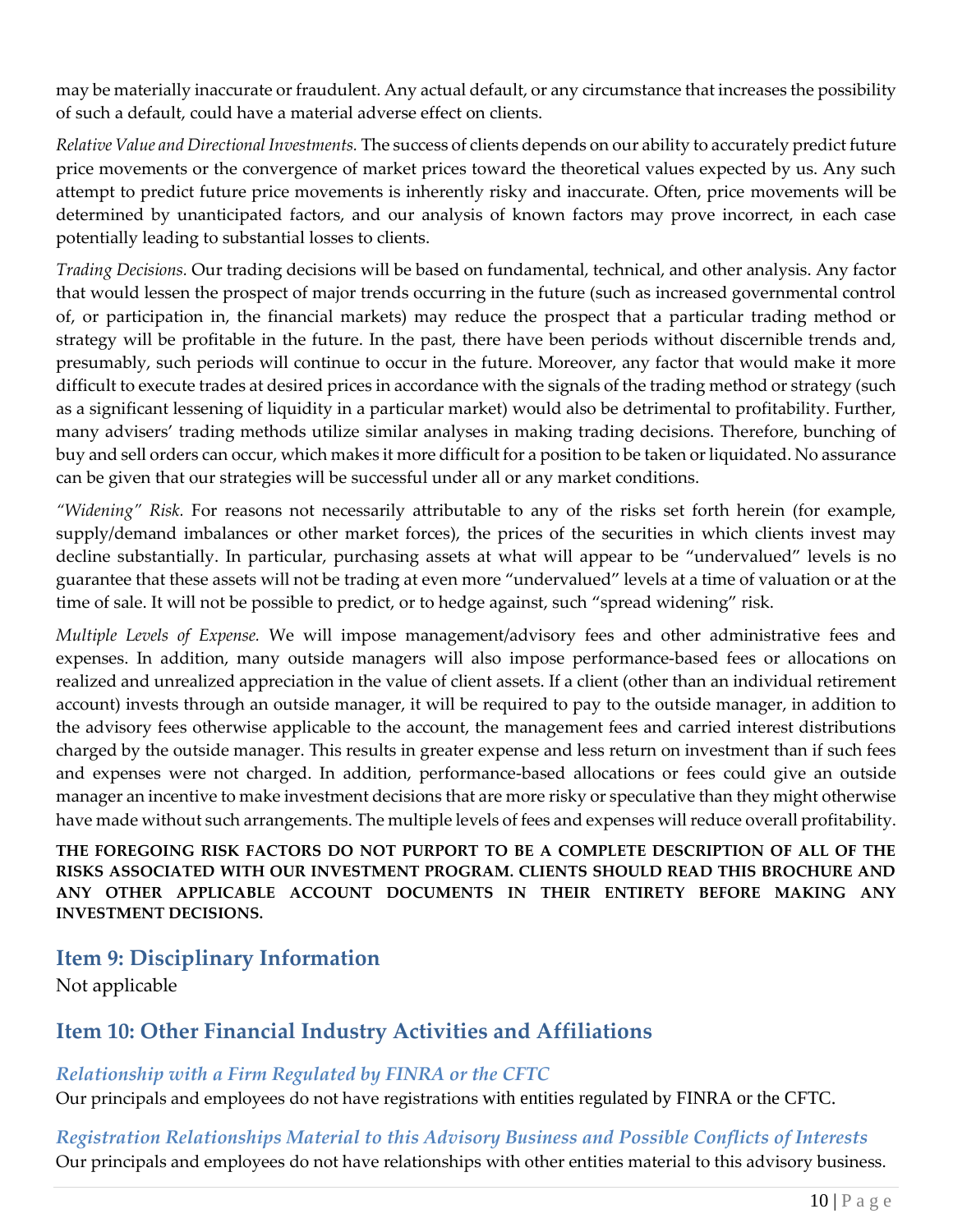may be materially inaccurate or fraudulent. Any actual default, or any circumstance that increases the possibility of such a default, could have a material adverse effect on clients.

*Relative Value and Directional Investments.* The success of clients depends on our ability to accurately predict future price movements or the convergence of market prices toward the theoretical values expected by us. Any such attempt to predict future price movements is inherently risky and inaccurate. Often, price movements will be determined by unanticipated factors, and our analysis of known factors may prove incorrect, in each case potentially leading to substantial losses to clients.

*Trading Decisions.* Our trading decisions will be based on fundamental, technical, and other analysis. Any factor that would lessen the prospect of major trends occurring in the future (such as increased governmental control of, or participation in, the financial markets) may reduce the prospect that a particular trading method or strategy will be profitable in the future. In the past, there have been periods without discernible trends and, presumably, such periods will continue to occur in the future. Moreover, any factor that would make it more difficult to execute trades at desired prices in accordance with the signals of the trading method or strategy (such as a significant lessening of liquidity in a particular market) would also be detrimental to profitability. Further, many advisers' trading methods utilize similar analyses in making trading decisions. Therefore, bunching of buy and sell orders can occur, which makes it more difficult for a position to be taken or liquidated. No assurance can be given that our strategies will be successful under all or any market conditions.

*"Widening" Risk.* For reasons not necessarily attributable to any of the risks set forth herein (for example, supply/demand imbalances or other market forces), the prices of the securities in which clients invest may decline substantially. In particular, purchasing assets at what will appear to be "undervalued" levels is no guarantee that these assets will not be trading at even more "undervalued" levels at a time of valuation or at the time of sale. It will not be possible to predict, or to hedge against, such "spread widening" risk.

*Multiple Levels of Expense.* We will impose management/advisory fees and other administrative fees and expenses. In addition, many outside managers will also impose performance-based fees or allocations on realized and unrealized appreciation in the value of client assets. If a client (other than an individual retirement account) invests through an outside manager, it will be required to pay to the outside manager, in addition to the advisory fees otherwise applicable to the account, the management fees and carried interest distributions charged by the outside manager. This results in greater expense and less return on investment than if such fees and expenses were not charged. In addition, performance-based allocations or fees could give an outside manager an incentive to make investment decisions that are more risky or speculative than they might otherwise have made without such arrangements. The multiple levels of fees and expenses will reduce overall profitability.

**THE FOREGOING RISK FACTORS DO NOT PURPORT TO BE A COMPLETE DESCRIPTION OF ALL OF THE RISKS ASSOCIATED WITH OUR INVESTMENT PROGRAM. CLIENTS SHOULD READ THIS BROCHURE AND ANY OTHER APPLICABLE ACCOUNT DOCUMENTS IN THEIR ENTIRETY BEFORE MAKING ANY INVESTMENT DECISIONS.**

## Item 9: Disciplinary Information

Not applicable

## Item 10: Other Financial Industry Activities and Affiliations

### *Relationship with a Firm Regulated by FINRA or the CFTC*

Our principals and employees do not have registrations with entities regulated by FINRA or the CFTC.

### *Registration Relationships Material to this Advisory Business and Possible Conflicts of Interests*

Our principals and employees do not have relationships with other entities material to this advisory business.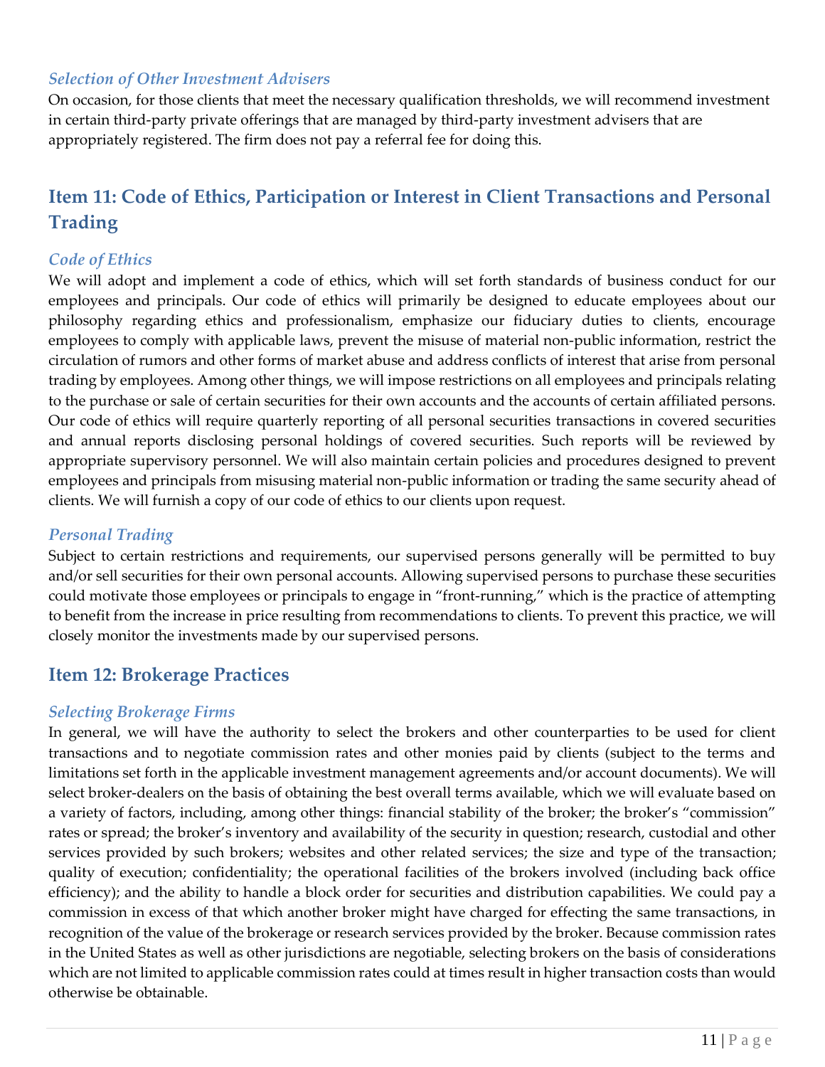### *Selection of Other Investment Advisers*

On occasion, for those clients that meet the necessary qualification thresholds, we will recommend investment in certain third-party private offerings that are managed by third-party investment advisers that are appropriately registered. The firm does not pay a referral fee for doing this.

## Item 11: Code of Ethics, Participation or Interest in Client Transactions and Personal Trading

### *Code of Ethics*

We will adopt and implement a code of ethics, which will set forth standards of business conduct for our employees and principals. Our code of ethics will primarily be designed to educate employees about our philosophy regarding ethics and professionalism, emphasize our fiduciary duties to clients, encourage employees to comply with applicable laws, prevent the misuse of material non-public information, restrict the circulation of rumors and other forms of market abuse and address conflicts of interest that arise from personal trading by employees. Among other things, we will impose restrictions on all employees and principals relating to the purchase or sale of certain securities for their own accounts and the accounts of certain affiliated persons. Our code of ethics will require quarterly reporting of all personal securities transactions in covered securities and annual reports disclosing personal holdings of covered securities. Such reports will be reviewed by appropriate supervisory personnel. We will also maintain certain policies and procedures designed to prevent employees and principals from misusing material non-public information or trading the same security ahead of clients. We will furnish a copy of our code of ethics to our clients upon request.

### *Personal Trading*

Subject to certain restrictions and requirements, our supervised persons generally will be permitted to buy and/or sell securities for their own personal accounts. Allowing supervised persons to purchase these securities could motivate those employees or principals to engage in "front-running," which is the practice of attempting to benefit from the increase in price resulting from recommendations to clients. To prevent this practice, we will closely monitor the investments made by our supervised persons.

## Item 12: Brokerage Practices

### *Selecting Brokerage Firms*

In general, we will have the authority to select the brokers and other counterparties to be used for client transactions and to negotiate commission rates and other monies paid by clients (subject to the terms and limitations set forth in the applicable investment management agreements and/or account documents). We will select broker-dealers on the basis of obtaining the best overall terms available, which we will evaluate based on a variety of factors, including, among other things: financial stability of the broker; the broker's "commission" rates or spread; the broker's inventory and availability of the security in question; research, custodial and other services provided by such brokers; websites and other related services; the size and type of the transaction; quality of execution; confidentiality; the operational facilities of the brokers involved (including back office efficiency); and the ability to handle a block order for securities and distribution capabilities. We could pay a commission in excess of that which another broker might have charged for effecting the same transactions, in recognition of the value of the brokerage or research services provided by the broker. Because commission rates in the United States as well as other jurisdictions are negotiable, selecting brokers on the basis of considerations which are not limited to applicable commission rates could at times result in higher transaction costs than would otherwise be obtainable.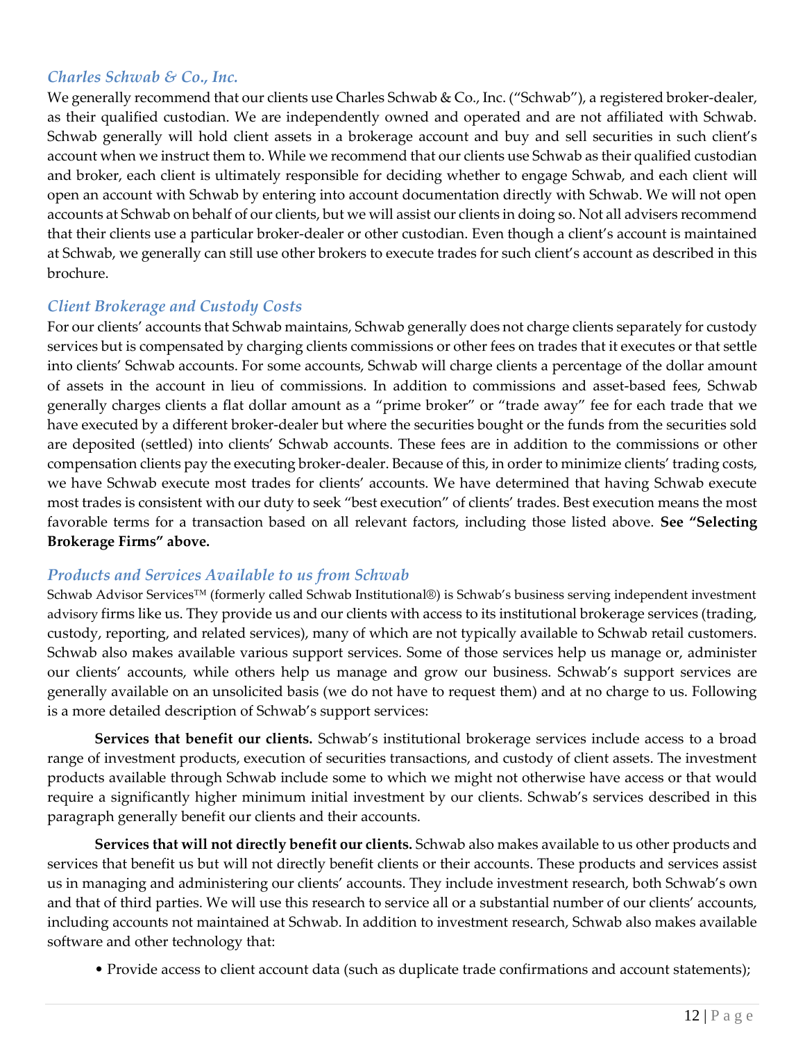### *Charles Schwab & Co., Inc.*

We generally recommend that our clients use Charles Schwab & Co., Inc. ("Schwab"), a registered broker-dealer, as their qualified custodian. We are independently owned and operated and are not affiliated with Schwab. Schwab generally will hold client assets in a brokerage account and buy and sell securities in such client's account when we instruct them to. While we recommend that our clients use Schwab as their qualified custodian and broker, each client is ultimately responsible for deciding whether to engage Schwab, and each client will open an account with Schwab by entering into account documentation directly with Schwab. We will not open accounts at Schwab on behalf of our clients, but we will assist our clients in doing so. Not all advisers recommend that their clients use a particular broker-dealer or other custodian. Even though a client's account is maintained at Schwab, we generally can still use other brokers to execute trades for such client's account as described in this brochure.

### *Client Brokerage and Custody Costs*

For our clients' accounts that Schwab maintains, Schwab generally does not charge clients separately for custody services but is compensated by charging clients commissions or other fees on trades that it executes or that settle into clients' Schwab accounts. For some accounts, Schwab will charge clients a percentage of the dollar amount of assets in the account in lieu of commissions. In addition to commissions and asset-based fees, Schwab generally charges clients a flat dollar amount as a "prime broker" or "trade away" fee for each trade that we have executed by a different broker-dealer but where the securities bought or the funds from the securities sold are deposited (settled) into clients' Schwab accounts. These fees are in addition to the commissions or other compensation clients pay the executing broker-dealer. Because of this, in order to minimize clients' trading costs, we have Schwab execute most trades for clients' accounts. We have determined that having Schwab execute most trades is consistent with our duty to seek "best execution" of clients' trades. Best execution means the most favorable terms for a transaction based on all relevant factors, including those listed above. **See "Selecting Brokerage Firms" above.**

### *Products and Services Available to us from Schwab*

Schwab Advisor Services™ (formerly called Schwab Institutional®) is Schwab's business serving independent investment advisory firms like us. They provide us and our clients with access to its institutional brokerage services (trading, custody, reporting, and related services), many of which are not typically available to Schwab retail customers. Schwab also makes available various support services. Some of those services help us manage or, administer our clients' accounts, while others help us manage and grow our business. Schwab's support services are generally available on an unsolicited basis (we do not have to request them) and at no charge to us. Following is a more detailed description of Schwab's support services:

**Services that benefit our clients.** Schwab's institutional brokerage services include access to a broad range of investment products, execution of securities transactions, and custody of client assets. The investment products available through Schwab include some to which we might not otherwise have access or that would require a significantly higher minimum initial investment by our clients. Schwab's services described in this paragraph generally benefit our clients and their accounts.

**Services that will not directly benefit our clients.** Schwab also makes available to us other products and services that benefit us but will not directly benefit clients or their accounts. These products and services assist us in managing and administering our clients' accounts. They include investment research, both Schwab's own and that of third parties. We will use this research to service all or a substantial number of our clients' accounts, including accounts not maintained at Schwab. In addition to investment research, Schwab also makes available software and other technology that:

- Provide access to client account data (such as duplicate trade confirmations and account statements);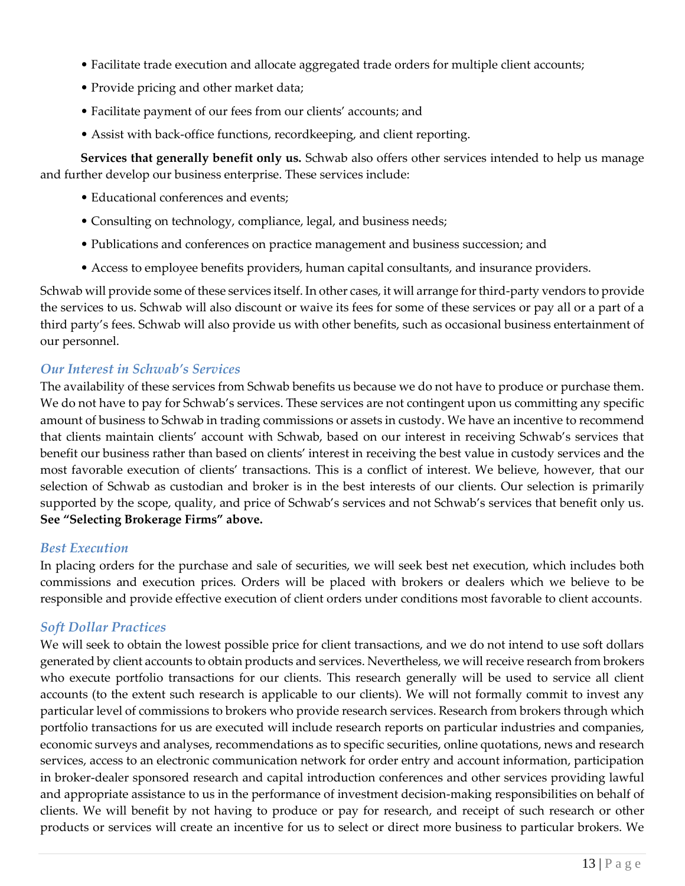- Facilitate trade execution and allocate aggregated trade orders for multiple client accounts;
- Provide pricing and other market data;
- Facilitate payment of our fees from our clients' accounts; and
- Assist with back-office functions, recordkeeping, and client reporting.

**Services that generally benefit only us.** Schwab also offers other services intended to help us manage and further develop our business enterprise. These services include:

- Educational conferences and events;
- Consulting on technology, compliance, legal, and business needs;
- Publications and conferences on practice management and business succession; and
- Access to employee benefits providers, human capital consultants, and insurance providers.

Schwab will provide some of these services itself. In other cases, it will arrange for third-party vendors to provide the services to us. Schwab will also discount or waive its fees for some of these services or pay all or a part of a third party's fees. Schwab will also provide us with other benefits, such as occasional business entertainment of our personnel.

### *Our Interest in Schwab's Services*

The availability of these services from Schwab benefits us because we do not have to produce or purchase them. We do not have to pay for Schwab's services. These services are not contingent upon us committing any specific amount of business to Schwab in trading commissions or assets in custody. We have an incentive to recommend that clients maintain clients' account with Schwab, based on our interest in receiving Schwab's services that benefit our business rather than based on clients' interest in receiving the best value in custody services and the most favorable execution of clients' transactions. This is a conflict of interest. We believe, however, that our selection of Schwab as custodian and broker is in the best interests of our clients. Our selection is primarily supported by the scope, quality, and price of Schwab's services and not Schwab's services that benefit only us. **See "Selecting Brokerage Firms" above.**

### *Best Execution*

In placing orders for the purchase and sale of securities, we will seek best net execution, which includes both commissions and execution prices. Orders will be placed with brokers or dealers which we believe to be responsible and provide effective execution of client orders under conditions most favorable to client accounts.

### *Soft Dollar Practices*

We will seek to obtain the lowest possible price for client transactions, and we do not intend to use soft dollars generated by client accounts to obtain products and services. Nevertheless, we will receive research from brokers who execute portfolio transactions for our clients. This research generally will be used to service all client accounts (to the extent such research is applicable to our clients). We will not formally commit to invest any particular level of commissions to brokers who provide research services. Research from brokers through which portfolio transactions for us are executed will include research reports on particular industries and companies, economic surveys and analyses, recommendations as to specific securities, online quotations, news and research services, access to an electronic communication network for order entry and account information, participation in broker-dealer sponsored research and capital introduction conferences and other services providing lawful and appropriate assistance to us in the performance of investment decision-making responsibilities on behalf of clients. We will benefit by not having to produce or pay for research, and receipt of such research or other products or services will create an incentive for us to select or direct more business to particular brokers. We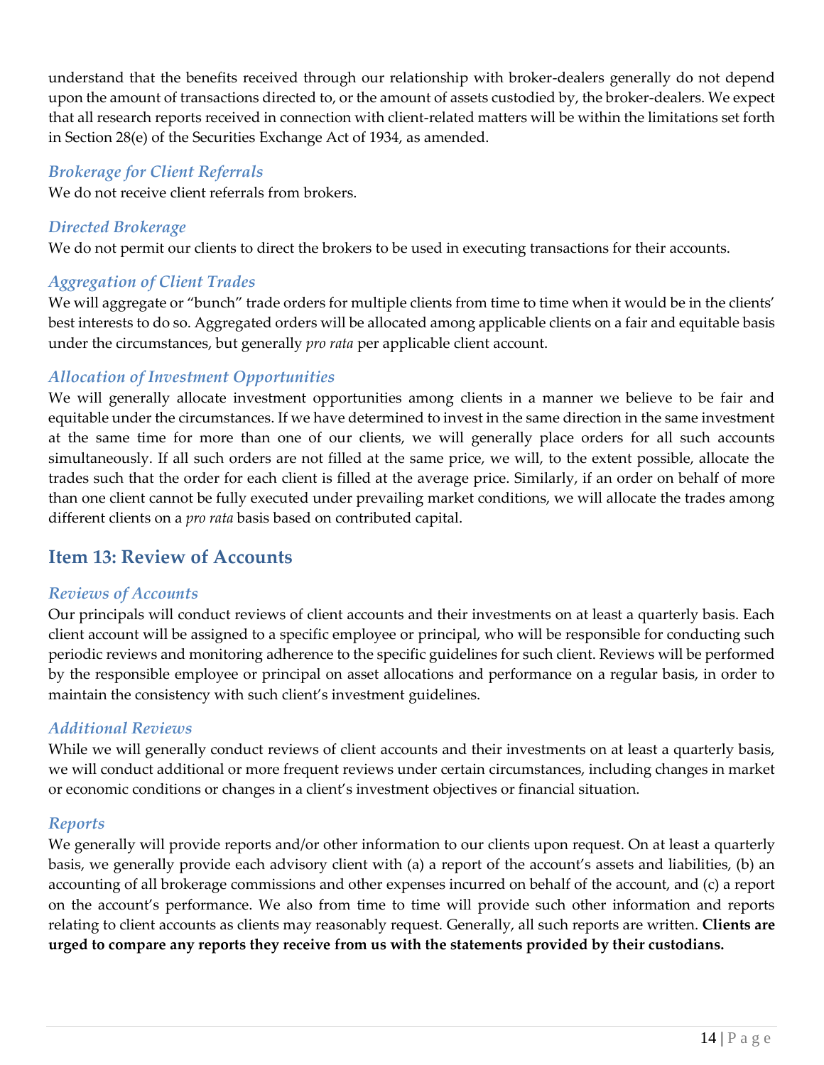understand that the benefits received through our relationship with broker-dealers generally do not depend upon the amount of transactions directed to, or the amount of assets custodied by, the broker-dealers. We expect that all research reports received in connection with client-related matters will be within the limitations set forth in Section 28(e) of the Securities Exchange Act of 1934, as amended.

### *Brokerage for Client Referrals*

We do not receive client referrals from brokers.

### *Directed Brokerage*

We do not permit our clients to direct the brokers to be used in executing transactions for their accounts.

### *Aggregation of Client Trades*

We will aggregate or "bunch" trade orders for multiple clients from time to time when it would be in the clients' best interests to do so. Aggregated orders will be allocated among applicable clients on a fair and equitable basis under the circumstances, but generally *pro rata* per applicable client account.

### *Allocation of Investment Opportunities*

We will generally allocate investment opportunities among clients in a manner we believe to be fair and equitable under the circumstances. If we have determined to invest in the same direction in the same investment at the same time for more than one of our clients, we will generally place orders for all such accounts simultaneously. If all such orders are not filled at the same price, we will, to the extent possible, allocate the trades such that the order for each client is filled at the average price. Similarly, if an order on behalf of more than one client cannot be fully executed under prevailing market conditions, we will allocate the trades among different clients on a *pro rata* basis based on contributed capital.

## Item 13: Review of Accounts

### *Reviews of Accounts*

Our principals will conduct reviews of client accounts and their investments on at least a quarterly basis. Each client account will be assigned to a specific employee or principal, who will be responsible for conducting such periodic reviews and monitoring adherence to the specific guidelines for such client. Reviews will be performed by the responsible employee or principal on asset allocations and performance on a regular basis, in order to maintain the consistency with such client's investment guidelines.

### *Additional Reviews*

While we will generally conduct reviews of client accounts and their investments on at least a quarterly basis, we will conduct additional or more frequent reviews under certain circumstances, including changes in market or economic conditions or changes in a client's investment objectives or financial situation.

### *Reports*

We generally will provide reports and/or other information to our clients upon request. On at least a quarterly basis, we generally provide each advisory client with (a) a report of the account's assets and liabilities, (b) an accounting of all brokerage commissions and other expenses incurred on behalf of the account, and (c) a report on the account's performance. We also from time to time will provide such other information and reports relating to client accounts as clients may reasonably request. Generally, all such reports are written. **Clients are urged to compare any reports they receive from us with the statements provided by their custodians.**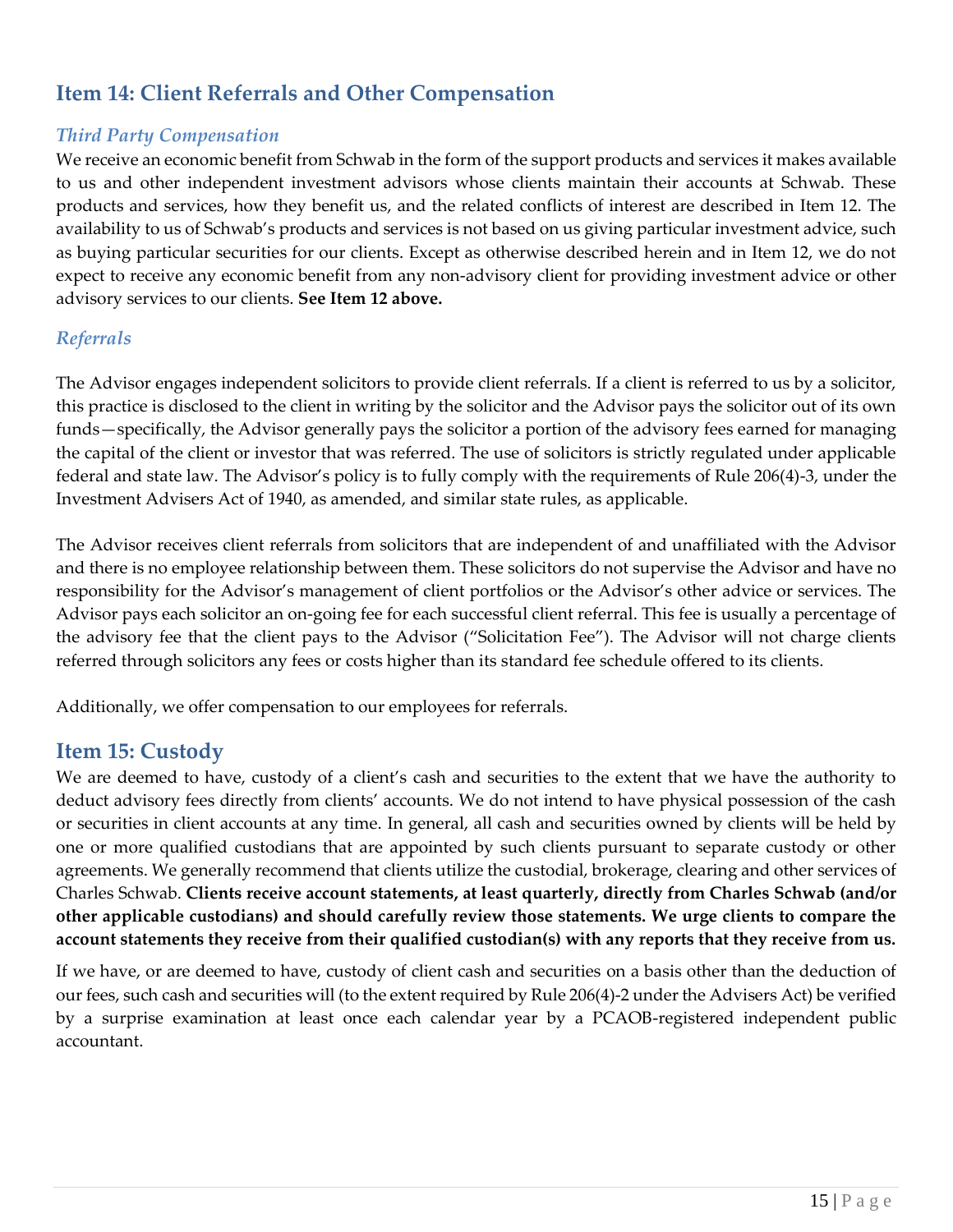## Item 14: Client Referrals and Other Compensation

### *Third Party Compensation*

We receive an economic benefit from Schwab in the form of the support products and services it makes available to us and other independent investment advisors whose clients maintain their accounts at Schwab. These products and services, how they benefit us, and the related conflicts of interest are described in Item 12. The availability to us of Schwab's products and services is not based on us giving particular investment advice, such as buying particular securities for our clients. Except as otherwise described herein and in Item 12, we do not expect to receive any economic benefit from any non-advisory client for providing investment advice or other advisory services to our clients. **See Item 12 above.**

### *Referrals*

The Advisor engages independent solicitors to provide client referrals. If a client is referred to us by a solicitor, this practice is disclosed to the client in writing by the solicitor and the Advisor pays the solicitor out of its own funds—specifically, the Advisor generally pays the solicitor a portion of the advisory fees earned for managing the capital of the client or investor that was referred. The use of solicitors is strictly regulated under applicable federal and state law. The Advisor's policy is to fully comply with the requirements of Rule 206(4)-3, under the Investment Advisers Act of 1940, as amended, and similar state rules, as applicable.

The Advisor receives client referrals from solicitors that are independent of and unaffiliated with the Advisor and there is no employee relationship between them. These solicitors do not supervise the Advisor and have no responsibility for the Advisor's management of client portfolios or the Advisor's other advice or services. The Advisor pays each solicitor an on-going fee for each successful client referral. This fee is usually a percentage of the advisory fee that the client pays to the Advisor ("Solicitation Fee"). The Advisor will not charge clients referred through solicitors any fees or costs higher than its standard fee schedule offered to its clients.

Additionally, we offer compensation to our employees for referrals.

## Item 15: Custody

We are deemed to have, custody of a client's cash and securities to the extent that we have the authority to deduct advisory fees directly from clients' accounts. We do not intend to have physical possession of the cash or securities in client accounts at any time. In general, all cash and securities owned by clients will be held by one or more qualified custodians that are appointed by such clients pursuant to separate custody or other agreements. We generally recommend that clients utilize the custodial, brokerage, clearing and other services of Charles Schwab. **Clients receive account statements, at least quarterly, directly from Charles Schwab (and/or other applicable custodians) and should carefully review those statements. We urge clients to compare the account statements they receive from their qualified custodian(s) with any reports that they receive from us.**

If we have, or are deemed to have, custody of client cash and securities on a basis other than the deduction of our fees, such cash and securities will (to the extent required by Rule 206(4)-2 under the Advisers Act) be verified by a surprise examination at least once each calendar year by a PCAOB-registered independent public accountant.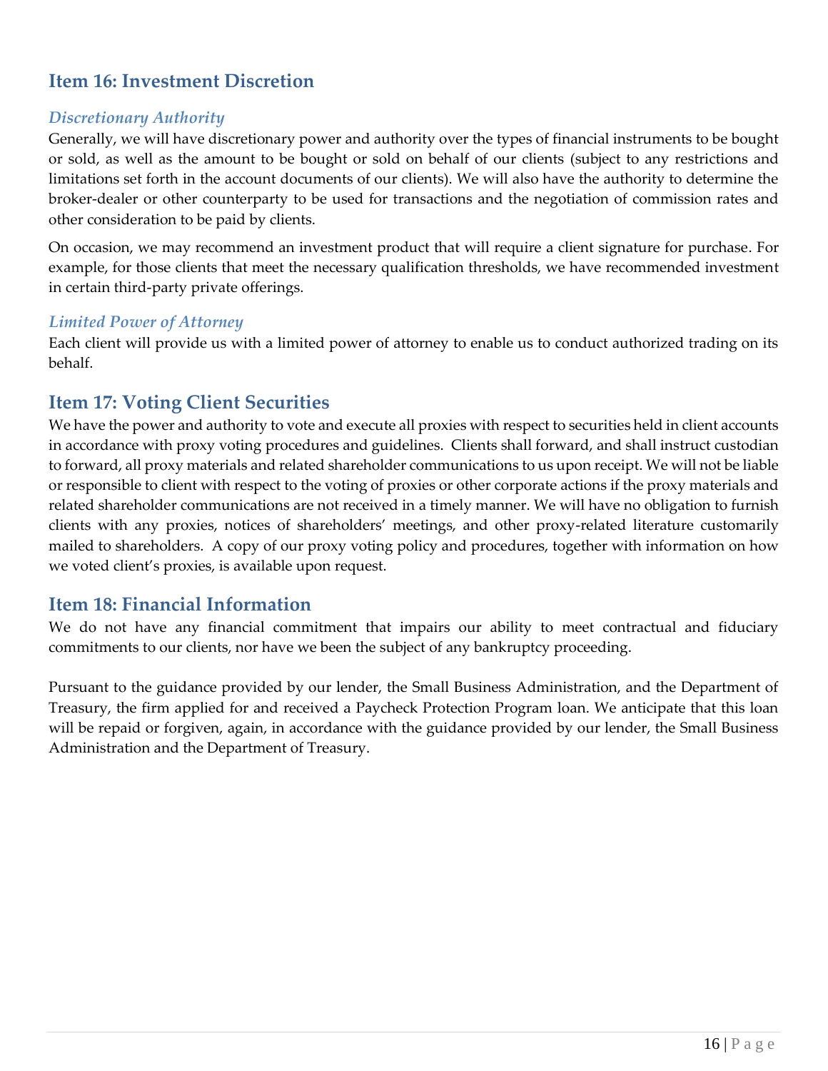## Item 16: Investment Discretion

### *Discretionary Authority*

Generally, we will have discretionary power and authority over the types of financial instruments to be bought or sold, as well as the amount to be bought or sold on behalf of our clients (subject to any restrictions and limitations set forth in the account documents of our clients). We will also have the authority to determine the broker-dealer or other counterparty to be used for transactions and the negotiation of commission rates and other consideration to be paid by clients.

On occasion, we may recommend an investment product that will require a client signature for purchase. For example, for those clients that meet the necessary qualification thresholds, we have recommended investment in certain third-party private offerings.

### *Limited Power of Attorney*

Each client will provide us with a limited power of attorney to enable us to conduct authorized trading on its behalf.

## Item 17: Voting Client Securities

We have the power and authority to vote and execute all proxies with respect to securities held in client accounts in accordance with proxy voting procedures and guidelines. Clients shall forward, and shall instruct custodian to forward, all proxy materials and related shareholder communications to us upon receipt. We will not be liable or responsible to client with respect to the voting of proxies or other corporate actions if the proxy materials and related shareholder communications are not received in a timely manner. We will have no obligation to furnish clients with any proxies, notices of shareholders' meetings, and other proxy-related literature customarily mailed to shareholders. A copy of our proxy voting policy and procedures, together with information on how we voted client's proxies, is available upon request.

## Item 18: Financial Information

We do not have any financial commitment that impairs our ability to meet contractual and fiduciary commitments to our clients, nor have we been the subject of any bankruptcy proceeding.

Pursuant to the guidance provided by our lender, the Small Business Administration, and the Department of Treasury, the firm applied for and received a Paycheck Protection Program loan. We anticipate that this loan will be repaid or forgiven, again, in accordance with the guidance provided by our lender, the Small Business Administration and the Department of Treasury.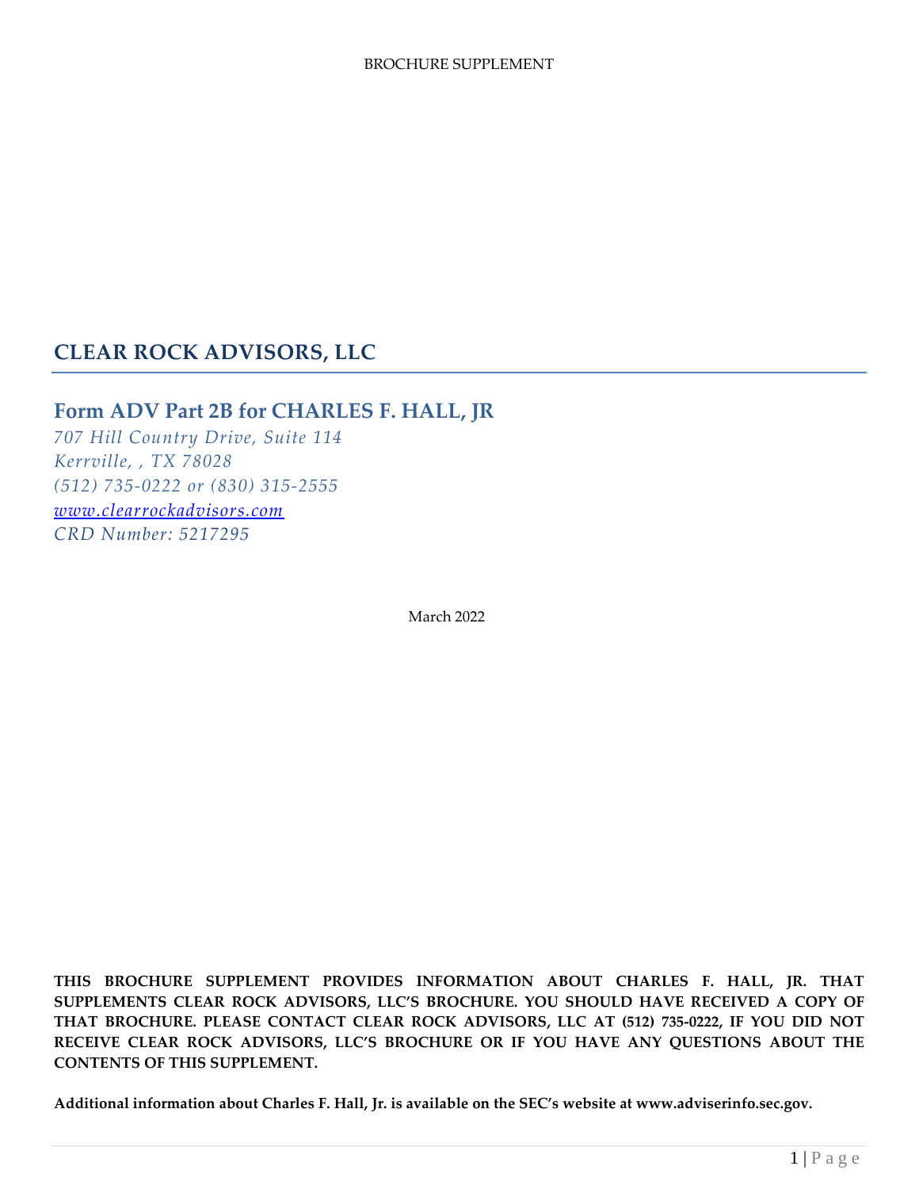BROCHURE SUPPLEMENT

# CLEAR ROCK ADVISORS, LLC

## Form ADV Part 2B for CHARLES F. HALL, JR

*707 Hill Country Drive, Suite 114*
*Kerrville, , TX 78028*
*(512) 735-0222 or (830) 315-2555*
*www.clearrockadvisors.com*
*CRD Number: 5217295*

March 2022

**THIS BROCHURE SUPPLEMENT PROVIDES INFORMATION ABOUT CHARLES F. HALL, JR. THAT SUPPLEMENTS CLEAR ROCK ADVISORS, LLC'S BROCHURE. YOU SHOULD HAVE RECEIVED A COPY OF THAT BROCHURE. PLEASE CONTACT CLEAR ROCK ADVISORS, LLC AT (512) 735-0222, IF YOU DID NOT RECEIVE CLEAR ROCK ADVISORS, LLC'S BROCHURE OR IF YOU HAVE ANY QUESTIONS ABOUT THE CONTENTS OF THIS SUPPLEMENT.**

**Additional information about Charles F. Hall, Jr. is available on the SEC's website at www.adviserinfo.sec.gov.**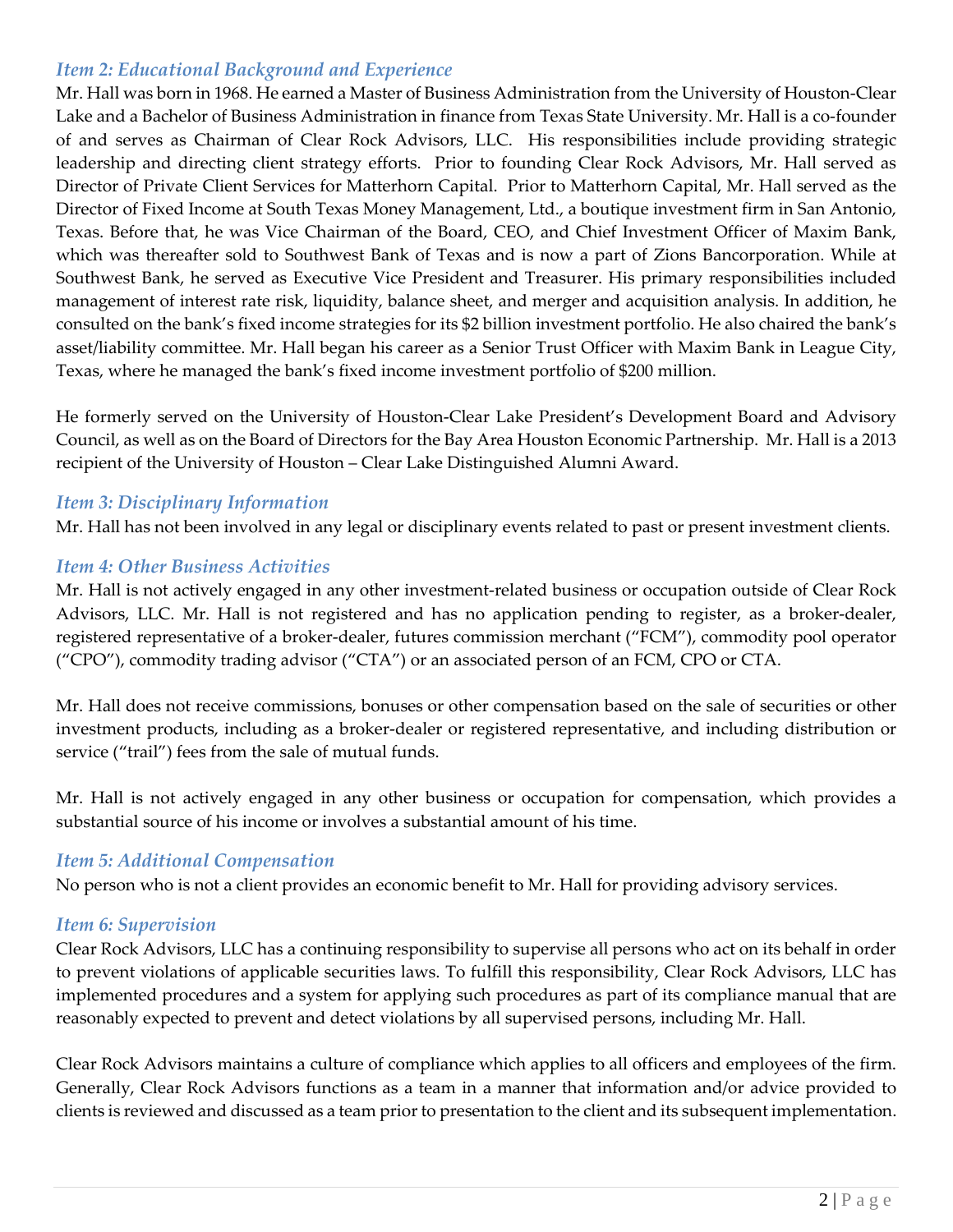### *Item 2: Educational Background and Experience*

Mr. Hall was born in 1968. He earned a Master of Business Administration from the University of Houston-Clear Lake and a Bachelor of Business Administration in finance from Texas State University. Mr. Hall is a co-founder of and serves as Chairman of Clear Rock Advisors, LLC. His responsibilities include providing strategic leadership and directing client strategy efforts. Prior to founding Clear Rock Advisors, Mr. Hall served as Director of Private Client Services for Matterhorn Capital. Prior to Matterhorn Capital, Mr. Hall served as the Director of Fixed Income at South Texas Money Management, Ltd., a boutique investment firm in San Antonio, Texas. Before that, he was Vice Chairman of the Board, CEO, and Chief Investment Officer of Maxim Bank, which was thereafter sold to Southwest Bank of Texas and is now a part of Zions Bancorporation. While at Southwest Bank, he served as Executive Vice President and Treasurer. His primary responsibilities included management of interest rate risk, liquidity, balance sheet, and merger and acquisition analysis. In addition, he consulted on the bank's fixed income strategies for its $2 billion investment portfolio. He also chaired the bank's asset/liability committee. Mr. Hall began his career as a Senior Trust Officer with Maxim Bank in League City, Texas, where he managed the bank's fixed income investment portfolio of $200 million.

He formerly served on the University of Houston-Clear Lake President's Development Board and Advisory Council, as well as on the Board of Directors for the Bay Area Houston Economic Partnership. Mr. Hall is a 2013 recipient of the University of Houston – Clear Lake Distinguished Alumni Award.

### *Item 3: Disciplinary Information*

Mr. Hall has not been involved in any legal or disciplinary events related to past or present investment clients.

### *Item 4: Other Business Activities*

Mr. Hall is not actively engaged in any other investment-related business or occupation outside of Clear Rock Advisors, LLC. Mr. Hall is not registered and has no application pending to register, as a broker-dealer, registered representative of a broker-dealer, futures commission merchant ("FCM"), commodity pool operator ("CPO"), commodity trading advisor ("CTA") or an associated person of an FCM, CPO or CTA.

Mr. Hall does not receive commissions, bonuses or other compensation based on the sale of securities or other investment products, including as a broker-dealer or registered representative, and including distribution or service ("trail") fees from the sale of mutual funds.

Mr. Hall is not actively engaged in any other business or occupation for compensation, which provides a substantial source of his income or involves a substantial amount of his time.

### *Item 5: Additional Compensation*

No person who is not a client provides an economic benefit to Mr. Hall for providing advisory services.

### *Item 6: Supervision*

Clear Rock Advisors, LLC has a continuing responsibility to supervise all persons who act on its behalf in order to prevent violations of applicable securities laws. To fulfill this responsibility, Clear Rock Advisors, LLC has implemented procedures and a system for applying such procedures as part of its compliance manual that are reasonably expected to prevent and detect violations by all supervised persons, including Mr. Hall.

Clear Rock Advisors maintains a culture of compliance which applies to all officers and employees of the firm. Generally, Clear Rock Advisors functions as a team in a manner that information and/or advice provided to clients is reviewed and discussed as a team prior to presentation to the client and its subsequent implementation.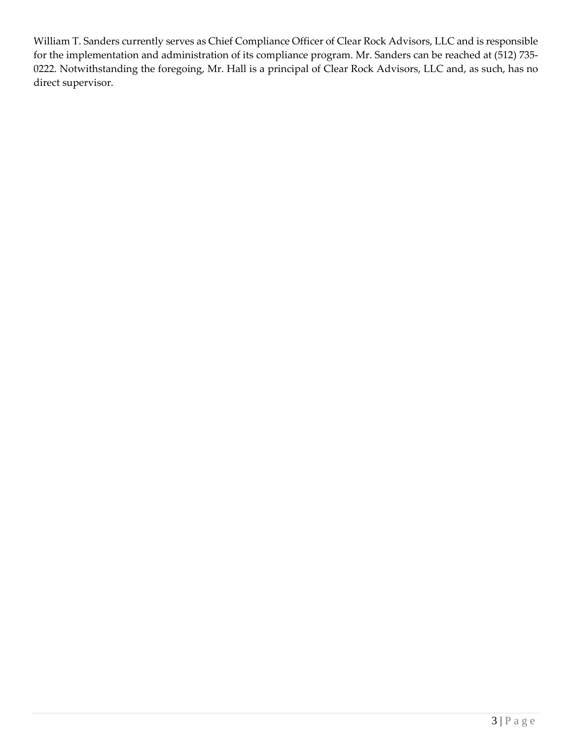William T. Sanders currently serves as Chief Compliance Officer of Clear Rock Advisors, LLC and is responsible for the implementation and administration of its compliance program. Mr. Sanders can be reached at (512) 735-0222. Notwithstanding the foregoing, Mr. Hall is a principal of Clear Rock Advisors, LLC and, as such, has no direct supervisor.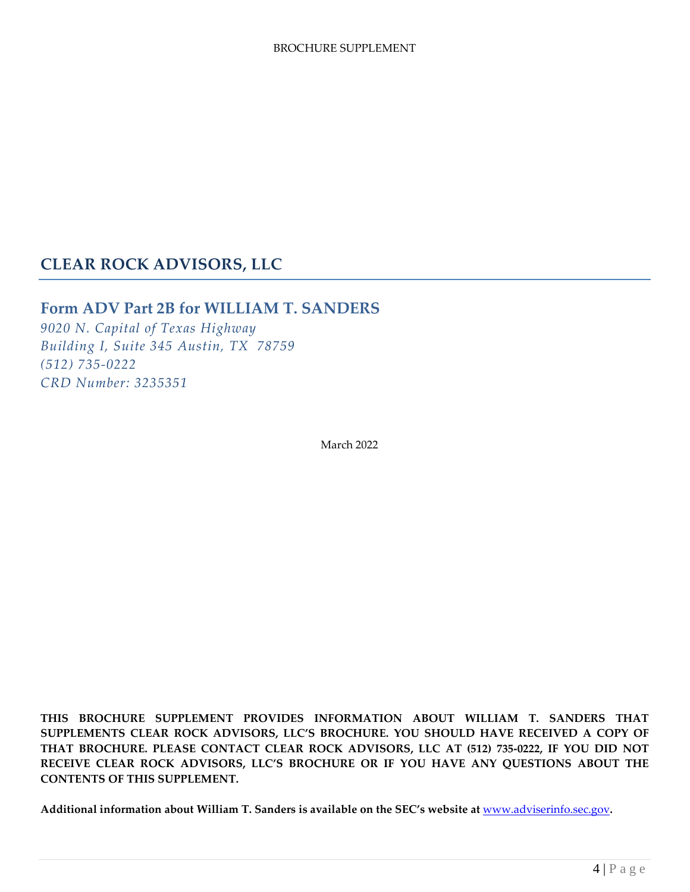# CLEAR ROCK ADVISORS, LLC

## Form ADV Part 2B for WILLIAM T. SANDERS

*9020 N. Capital of Texas Highway*
*Building I, Suite 345 Austin, TX 78759*
*(512) 735-0222*
*CRD Number: 3235351*

March 2022

**THIS BROCHURE SUPPLEMENT PROVIDES INFORMATION ABOUT WILLIAM T. SANDERS THAT SUPPLEMENTS CLEAR ROCK ADVISORS, LLC'S BROCHURE. YOU SHOULD HAVE RECEIVED A COPY OF THAT BROCHURE. PLEASE CONTACT CLEAR ROCK ADVISORS, LLC AT (512) 735-0222, IF YOU DID NOT RECEIVE CLEAR ROCK ADVISORS, LLC'S BROCHURE OR IF YOU HAVE ANY QUESTIONS ABOUT THE CONTENTS OF THIS SUPPLEMENT.**

**Additional information about William T. Sanders is available on the SEC's website at www.adviserinfo.sec.gov.**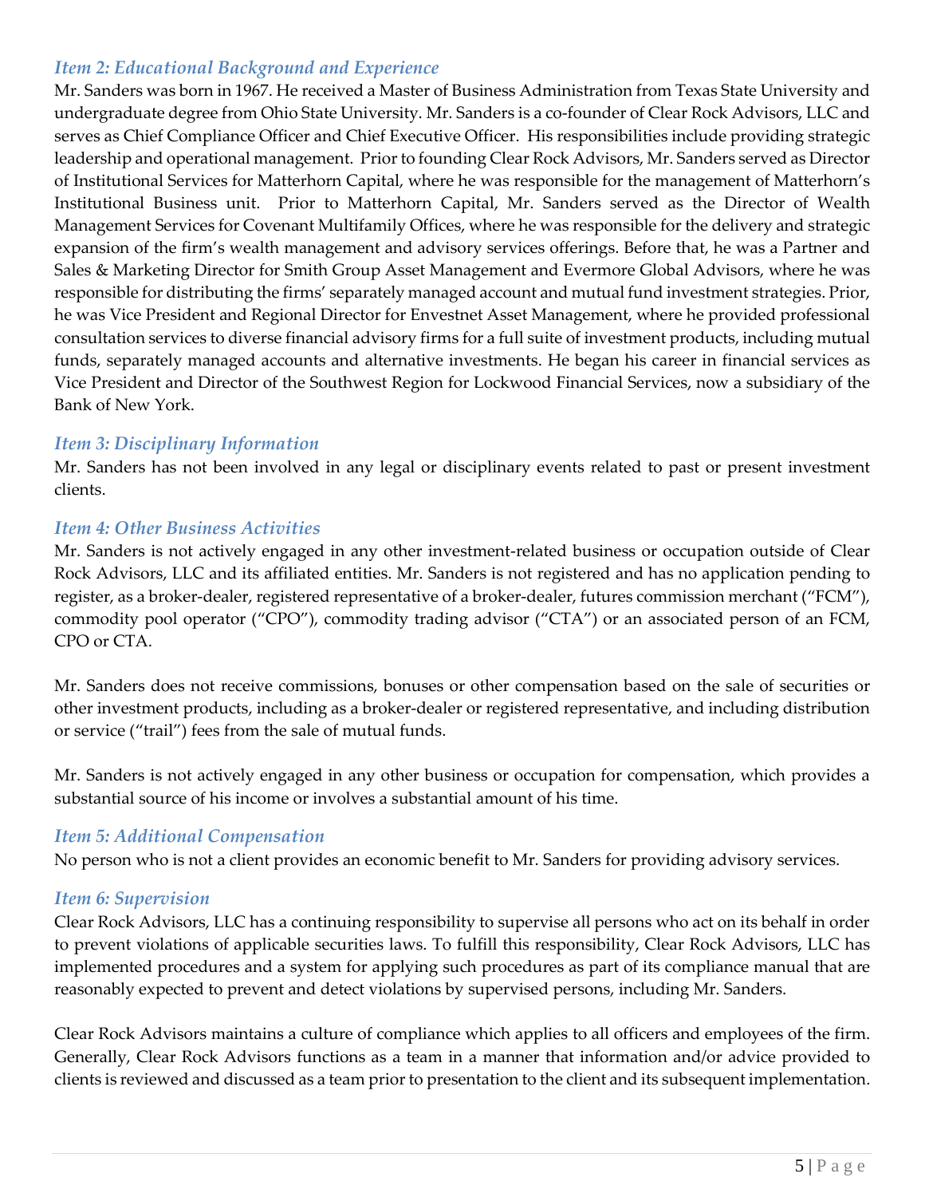### *Item 2: Educational Background and Experience*

Mr. Sanders was born in 1967. He received a Master of Business Administration from Texas State University and undergraduate degree from Ohio State University. Mr. Sanders is a co-founder of Clear Rock Advisors, LLC and serves as Chief Compliance Officer and Chief Executive Officer. His responsibilities include providing strategic leadership and operational management. Prior to founding Clear Rock Advisors, Mr. Sanders served as Director of Institutional Services for Matterhorn Capital, where he was responsible for the management of Matterhorn's Institutional Business unit. Prior to Matterhorn Capital, Mr. Sanders served as the Director of Wealth Management Services for Covenant Multifamily Offices, where he was responsible for the delivery and strategic expansion of the firm's wealth management and advisory services offerings. Before that, he was a Partner and Sales & Marketing Director for Smith Group Asset Management and Evermore Global Advisors, where he was responsible for distributing the firms' separately managed account and mutual fund investment strategies. Prior, he was Vice President and Regional Director for Envestnet Asset Management, where he provided professional consultation services to diverse financial advisory firms for a full suite of investment products, including mutual funds, separately managed accounts and alternative investments. He began his career in financial services as Vice President and Director of the Southwest Region for Lockwood Financial Services, now a subsidiary of the Bank of New York.

### *Item 3: Disciplinary Information*

Mr. Sanders has not been involved in any legal or disciplinary events related to past or present investment clients.

### *Item 4: Other Business Activities*

Mr. Sanders is not actively engaged in any other investment-related business or occupation outside of Clear Rock Advisors, LLC and its affiliated entities. Mr. Sanders is not registered and has no application pending to register, as a broker-dealer, registered representative of a broker-dealer, futures commission merchant ("FCM"), commodity pool operator ("CPO"), commodity trading advisor ("CTA") or an associated person of an FCM, CPO or CTA.

Mr. Sanders does not receive commissions, bonuses or other compensation based on the sale of securities or other investment products, including as a broker-dealer or registered representative, and including distribution or service ("trail") fees from the sale of mutual funds.

Mr. Sanders is not actively engaged in any other business or occupation for compensation, which provides a substantial source of his income or involves a substantial amount of his time.

### *Item 5: Additional Compensation*

No person who is not a client provides an economic benefit to Mr. Sanders for providing advisory services.

### *Item 6: Supervision*

Clear Rock Advisors, LLC has a continuing responsibility to supervise all persons who act on its behalf in order to prevent violations of applicable securities laws. To fulfill this responsibility, Clear Rock Advisors, LLC has implemented procedures and a system for applying such procedures as part of its compliance manual that are reasonably expected to prevent and detect violations by supervised persons, including Mr. Sanders.

Clear Rock Advisors maintains a culture of compliance which applies to all officers and employees of the firm. Generally, Clear Rock Advisors functions as a team in a manner that information and/or advice provided to clients is reviewed and discussed as a team prior to presentation to the client and its subsequent implementation.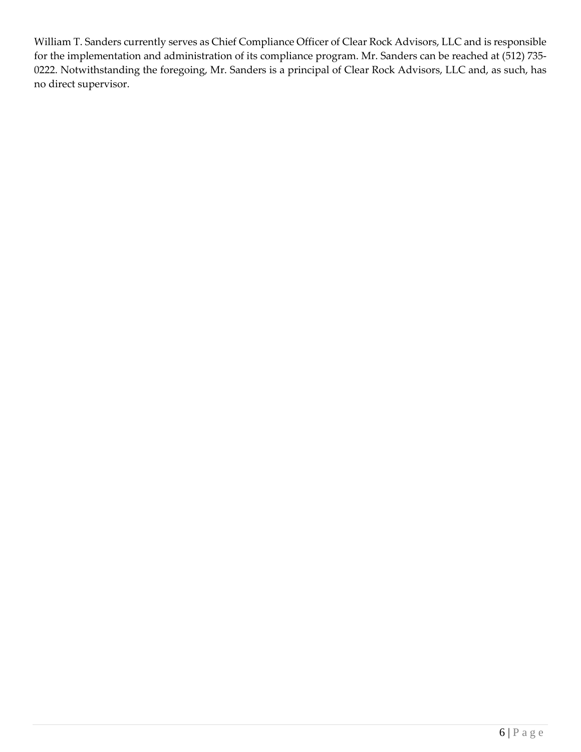William T. Sanders currently serves as Chief Compliance Officer of Clear Rock Advisors, LLC and is responsible for the implementation and administration of its compliance program. Mr. Sanders can be reached at (512) 735-0222. Notwithstanding the foregoing, Mr. Sanders is a principal of Clear Rock Advisors, LLC and, as such, has no direct supervisor.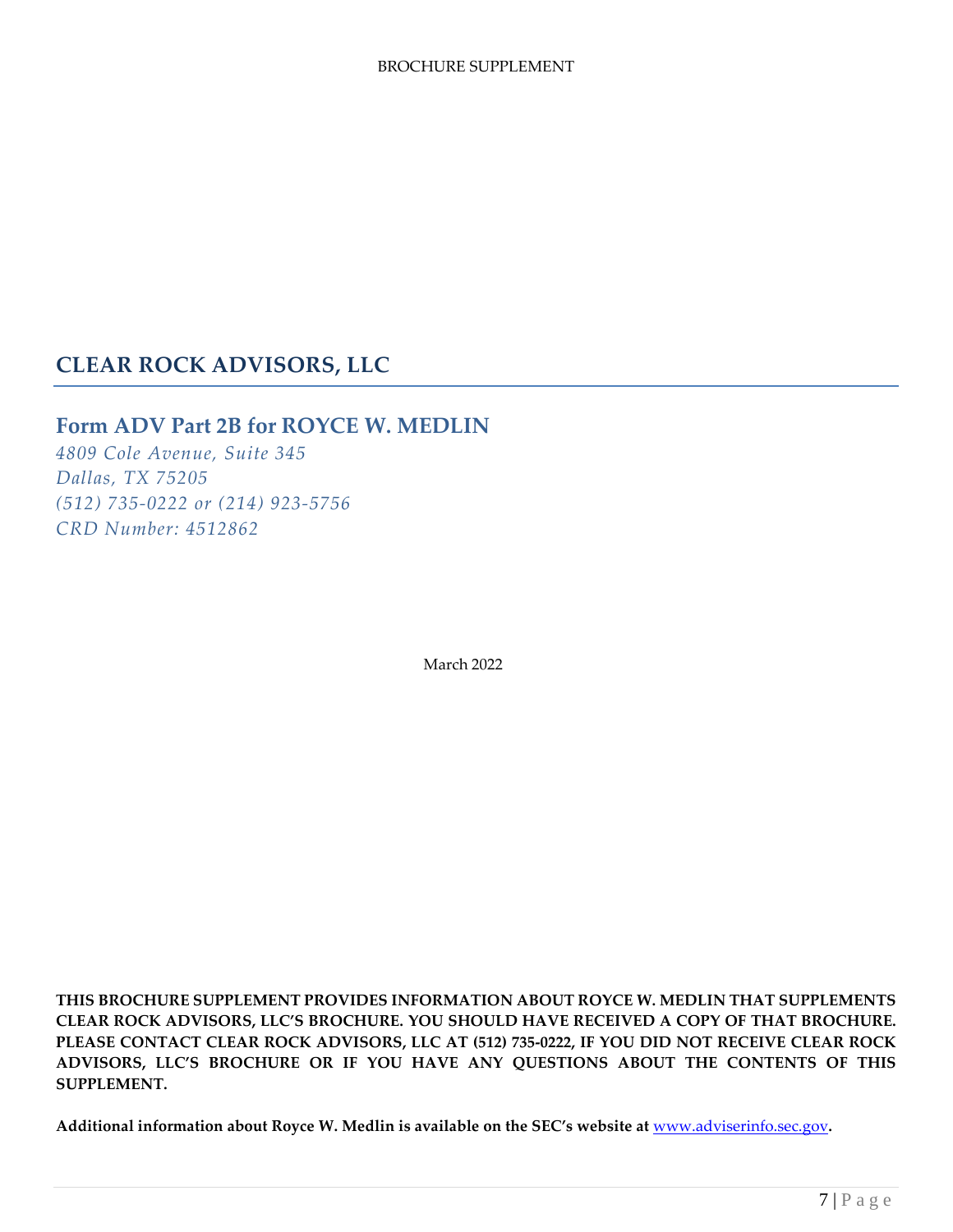# CLEAR ROCK ADVISORS, LLC

## Form ADV Part 2B for ROYCE W. MEDLIN

*4809 Cole Avenue, Suite 345*
*Dallas, TX 75205*
*(512) 735-0222 or (214) 923-5756*
*CRD Number: 4512862*

March 2022

**THIS BROCHURE SUPPLEMENT PROVIDES INFORMATION ABOUT ROYCE W. MEDLIN THAT SUPPLEMENTS CLEAR ROCK ADVISORS, LLC'S BROCHURE. YOU SHOULD HAVE RECEIVED A COPY OF THAT BROCHURE. PLEASE CONTACT CLEAR ROCK ADVISORS, LLC AT (512) 735-0222, IF YOU DID NOT RECEIVE CLEAR ROCK ADVISORS, LLC'S BROCHURE OR IF YOU HAVE ANY QUESTIONS ABOUT THE CONTENTS OF THIS SUPPLEMENT.**

**Additional information about Royce W. Medlin is available on the SEC's website at www.adviserinfo.sec.gov.**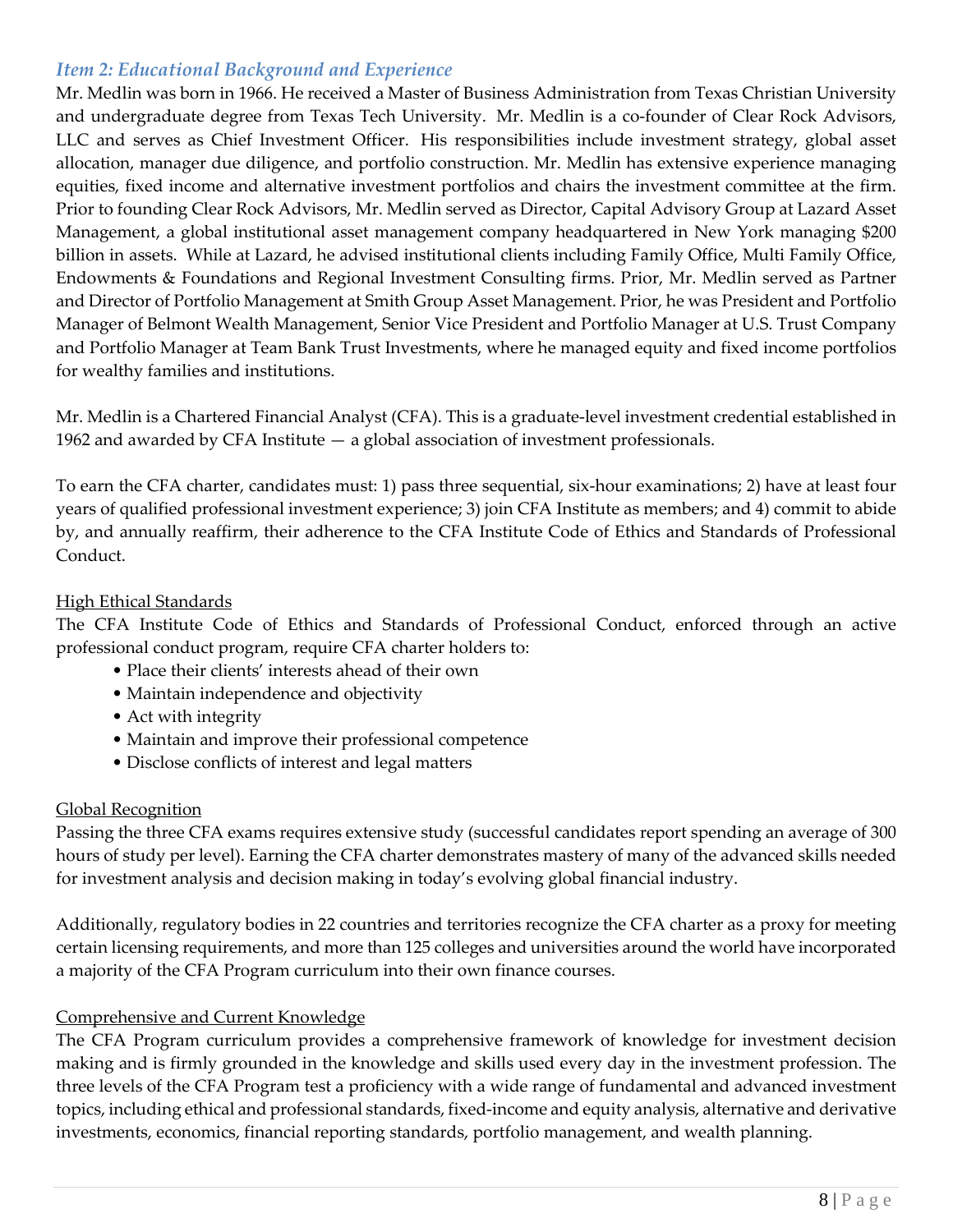## *Item 2: Educational Background and Experience*

Mr. Medlin was born in 1966. He received a Master of Business Administration from Texas Christian University and undergraduate degree from Texas Tech University. Mr. Medlin is a co-founder of Clear Rock Advisors, LLC and serves as Chief Investment Officer. His responsibilities include investment strategy, global asset allocation, manager due diligence, and portfolio construction. Mr. Medlin has extensive experience managing equities, fixed income and alternative investment portfolios and chairs the investment committee at the firm. Prior to founding Clear Rock Advisors, Mr. Medlin served as Director, Capital Advisory Group at Lazard Asset Management, a global institutional asset management company headquartered in New York managing $200 billion in assets. While at Lazard, he advised institutional clients including Family Office, Multi Family Office, Endowments & Foundations and Regional Investment Consulting firms. Prior, Mr. Medlin served as Partner and Director of Portfolio Management at Smith Group Asset Management. Prior, he was President and Portfolio Manager of Belmont Wealth Management, Senior Vice President and Portfolio Manager at U.S. Trust Company and Portfolio Manager at Team Bank Trust Investments, where he managed equity and fixed income portfolios for wealthy families and institutions.

Mr. Medlin is a Chartered Financial Analyst (CFA). This is a graduate-level investment credential established in 1962 and awarded by CFA Institute — a global association of investment professionals.

To earn the CFA charter, candidates must: 1) pass three sequential, six-hour examinations; 2) have at least four years of qualified professional investment experience; 3) join CFA Institute as members; and 4) commit to abide by, and annually reaffirm, their adherence to the CFA Institute Code of Ethics and Standards of Professional Conduct.

High Ethical Standards

The CFA Institute Code of Ethics and Standards of Professional Conduct, enforced through an active professional conduct program, require CFA charter holders to:

- Place their clients' interests ahead of their own
- Maintain independence and objectivity
- Act with integrity
- Maintain and improve their professional competence
- Disclose conflicts of interest and legal matters

Global Recognition

Passing the three CFA exams requires extensive study (successful candidates report spending an average of 300 hours of study per level). Earning the CFA charter demonstrates mastery of many of the advanced skills needed for investment analysis and decision making in today's evolving global financial industry.

Additionally, regulatory bodies in 22 countries and territories recognize the CFA charter as a proxy for meeting certain licensing requirements, and more than 125 colleges and universities around the world have incorporated a majority of the CFA Program curriculum into their own finance courses.

Comprehensive and Current Knowledge

The CFA Program curriculum provides a comprehensive framework of knowledge for investment decision making and is firmly grounded in the knowledge and skills used every day in the investment profession. The three levels of the CFA Program test a proficiency with a wide range of fundamental and advanced investment topics, including ethical and professional standards, fixed-income and equity analysis, alternative and derivative investments, economics, financial reporting standards, portfolio management, and wealth planning.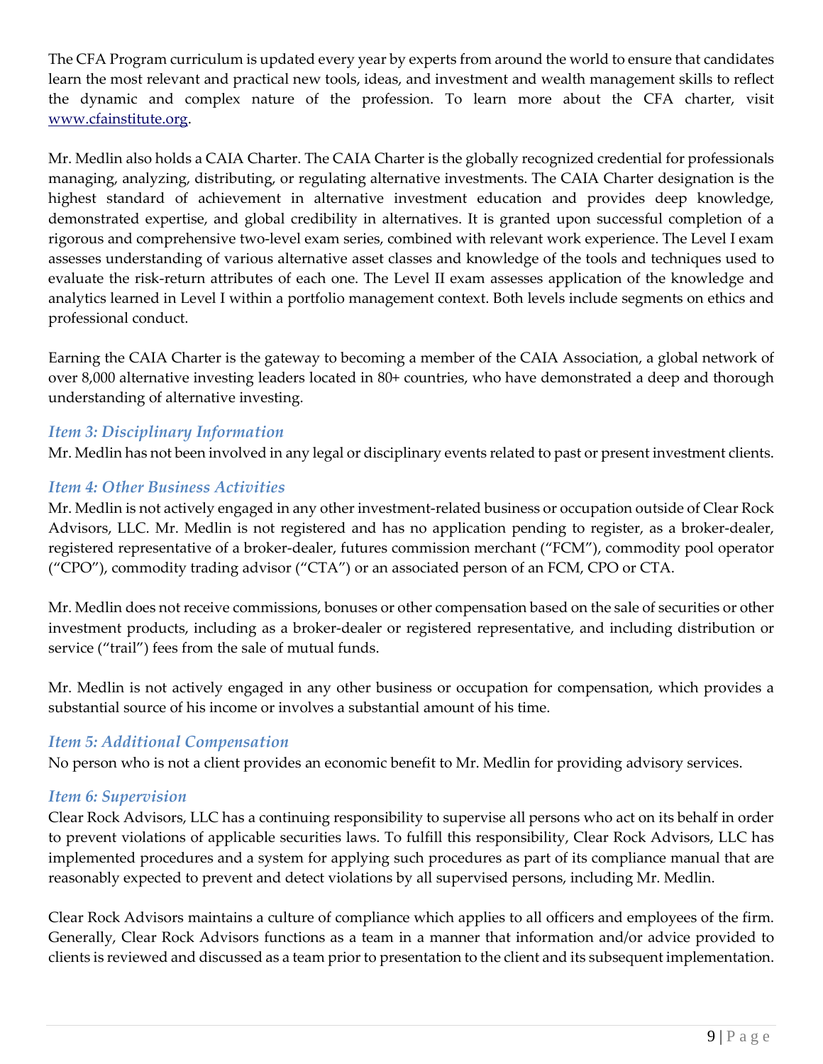The CFA Program curriculum is updated every year by experts from around the world to ensure that candidates learn the most relevant and practical new tools, ideas, and investment and wealth management skills to reflect the dynamic and complex nature of the profession. To learn more about the CFA charter, visit [www.cfainstitute.org](http://www.cfainstitute.org).

Mr. Medlin also holds a CAIA Charter. The CAIA Charter is the globally recognized credential for professionals managing, analyzing, distributing, or regulating alternative investments. The CAIA Charter designation is the highest standard of achievement in alternative investment education and provides deep knowledge, demonstrated expertise, and global credibility in alternatives. It is granted upon successful completion of a rigorous and comprehensive two-level exam series, combined with relevant work experience. The Level I exam assesses understanding of various alternative asset classes and knowledge of the tools and techniques used to evaluate the risk-return attributes of each one. The Level II exam assesses application of the knowledge and analytics learned in Level I within a portfolio management context. Both levels include segments on ethics and professional conduct.

Earning the CAIA Charter is the gateway to becoming a member of the CAIA Association, a global network of over 8,000 alternative investing leaders located in 80+ countries, who have demonstrated a deep and thorough understanding of alternative investing.

### *Item 3: Disciplinary Information*

Mr. Medlin has not been involved in any legal or disciplinary events related to past or present investment clients.

### *Item 4: Other Business Activities*

Mr. Medlin is not actively engaged in any other investment-related business or occupation outside of Clear Rock Advisors, LLC. Mr. Medlin is not registered and has no application pending to register, as a broker-dealer, registered representative of a broker-dealer, futures commission merchant ("FCM"), commodity pool operator ("CPO"), commodity trading advisor ("CTA") or an associated person of an FCM, CPO or CTA.

Mr. Medlin does not receive commissions, bonuses or other compensation based on the sale of securities or other investment products, including as a broker-dealer or registered representative, and including distribution or service ("trail") fees from the sale of mutual funds.

Mr. Medlin is not actively engaged in any other business or occupation for compensation, which provides a substantial source of his income or involves a substantial amount of his time.

### *Item 5: Additional Compensation*

No person who is not a client provides an economic benefit to Mr. Medlin for providing advisory services.

### *Item 6: Supervision*

Clear Rock Advisors, LLC has a continuing responsibility to supervise all persons who act on its behalf in order to prevent violations of applicable securities laws. To fulfill this responsibility, Clear Rock Advisors, LLC has implemented procedures and a system for applying such procedures as part of its compliance manual that are reasonably expected to prevent and detect violations by all supervised persons, including Mr. Medlin.

Clear Rock Advisors maintains a culture of compliance which applies to all officers and employees of the firm. Generally, Clear Rock Advisors functions as a team in a manner that information and/or advice provided to clients is reviewed and discussed as a team prior to presentation to the client and its subsequent implementation.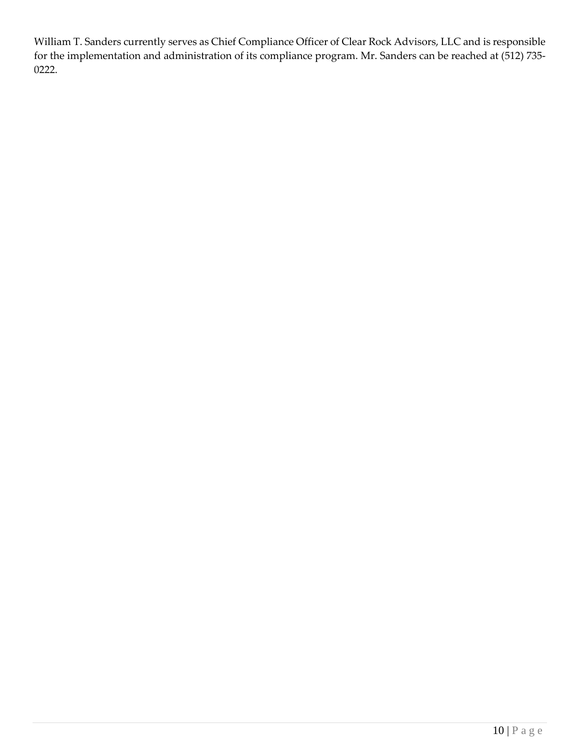William T. Sanders currently serves as Chief Compliance Officer of Clear Rock Advisors, LLC and is responsible for the implementation and administration of its compliance program. Mr. Sanders can be reached at (512) 735-0222.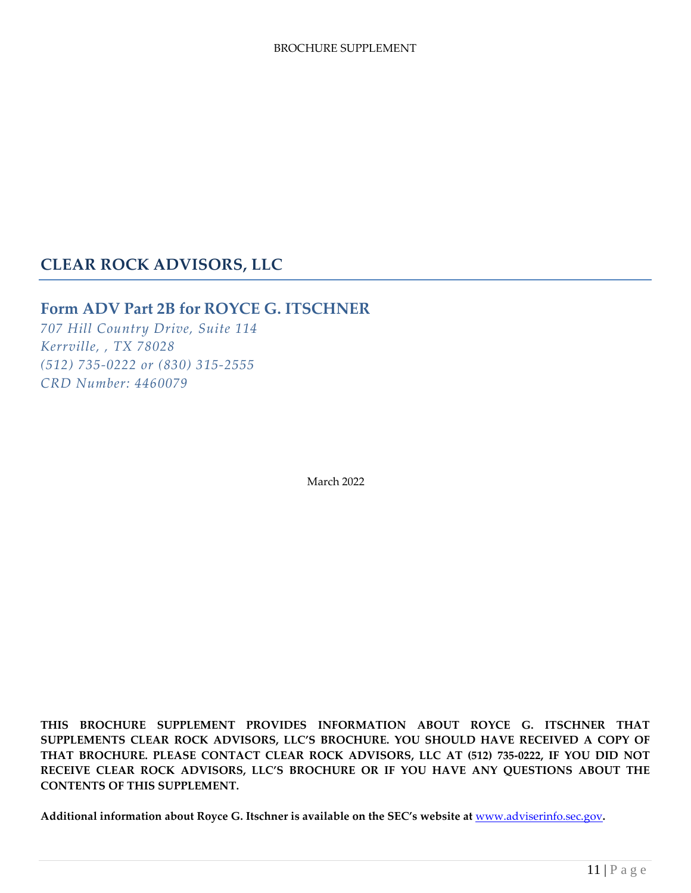# CLEAR ROCK ADVISORS, LLC

## Form ADV Part 2B for ROYCE G. ITSCHNER

*707 Hill Country Drive, Suite 114*
*Kerrville, , TX 78028*
*(512) 735-0222 or (830) 315-2555*
*CRD Number: 4460079*

March 2022

**THIS BROCHURE SUPPLEMENT PROVIDES INFORMATION ABOUT ROYCE G. ITSCHNER THAT SUPPLEMENTS CLEAR ROCK ADVISORS, LLC'S BROCHURE. YOU SHOULD HAVE RECEIVED A COPY OF THAT BROCHURE. PLEASE CONTACT CLEAR ROCK ADVISORS, LLC AT (512) 735-0222, IF YOU DID NOT RECEIVE CLEAR ROCK ADVISORS, LLC'S BROCHURE OR IF YOU HAVE ANY QUESTIONS ABOUT THE CONTENTS OF THIS SUPPLEMENT.**

**Additional information about Royce G. Itschner is available on the SEC's website at [www.adviserinfo.sec.gov](http://www.adviserinfo.sec.gov).**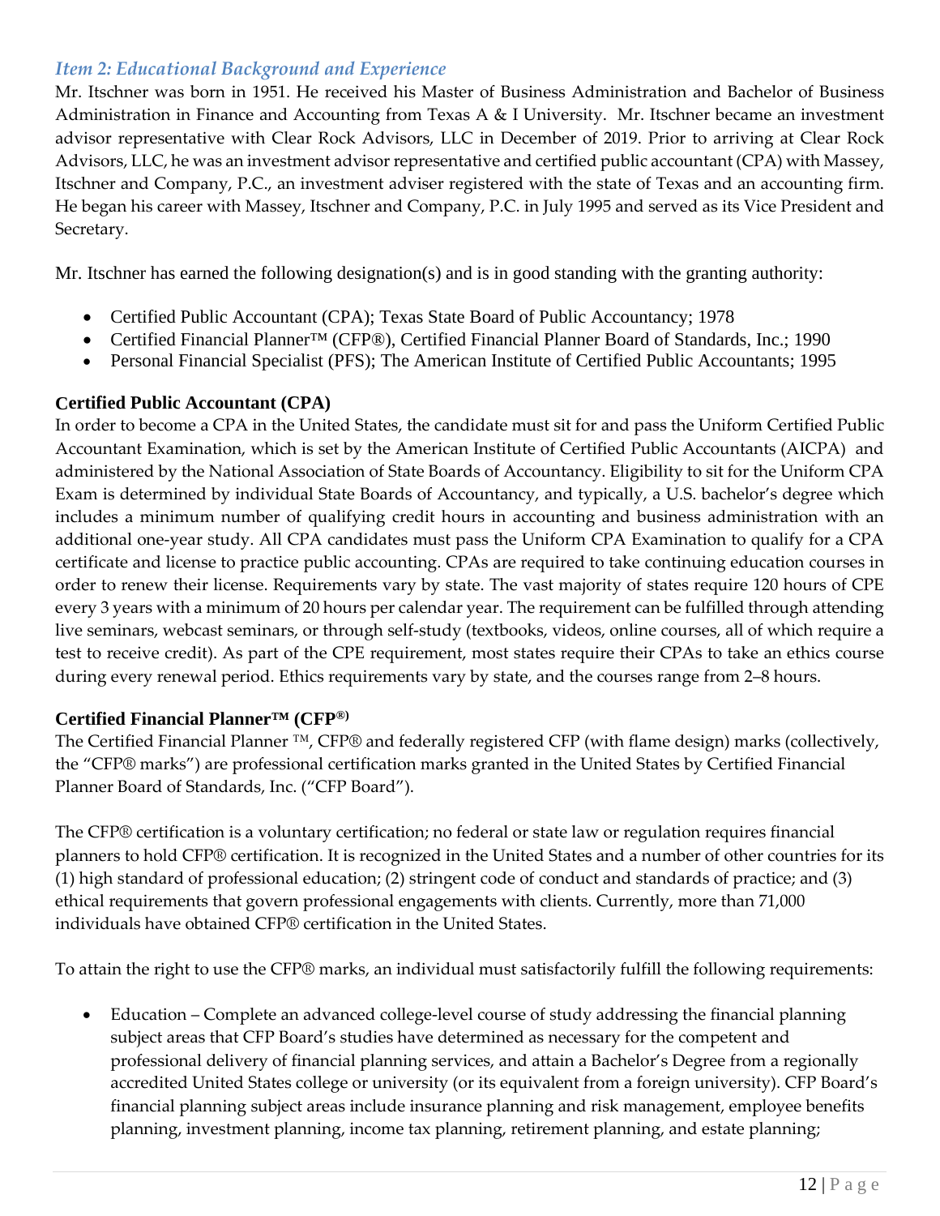### *Item 2: Educational Background and Experience*

Mr. Itschner was born in 1951. He received his Master of Business Administration and Bachelor of Business Administration in Finance and Accounting from Texas A & I University. Mr. Itschner became an investment advisor representative with Clear Rock Advisors, LLC in December of 2019. Prior to arriving at Clear Rock Advisors, LLC, he was an investment advisor representative and certified public accountant (CPA) with Massey, Itschner and Company, P.C., an investment adviser registered with the state of Texas and an accounting firm. He began his career with Massey, Itschner and Company, P.C. in July 1995 and served as its Vice President and Secretary.

Mr. Itschner has earned the following designation(s) and is in good standing with the granting authority:

- Certified Public Accountant (CPA); Texas State Board of Public Accountancy; 1978
- Certified Financial Planner™ (CFP®), Certified Financial Planner Board of Standards, Inc.; 1990
- Personal Financial Specialist (PFS); The American Institute of Certified Public Accountants; 1995

**Certified Public Accountant (CPA)**

In order to become a CPA in the United States, the candidate must sit for and pass the Uniform Certified Public Accountant Examination, which is set by the American Institute of Certified Public Accountants (AICPA) and administered by the National Association of State Boards of Accountancy. Eligibility to sit for the Uniform CPA Exam is determined by individual State Boards of Accountancy, and typically, a U.S. bachelor's degree which includes a minimum number of qualifying credit hours in accounting and business administration with an additional one-year study. All CPA candidates must pass the Uniform CPA Examination to qualify for a CPA certificate and license to practice public accounting. CPAs are required to take continuing education courses in order to renew their license. Requirements vary by state. The vast majority of states require 120 hours of CPE every 3 years with a minimum of 20 hours per calendar year. The requirement can be fulfilled through attending live seminars, webcast seminars, or through self-study (textbooks, videos, online courses, all of which require a test to receive credit). As part of the CPE requirement, most states require their CPAs to take an ethics course during every renewal period. Ethics requirements vary by state, and the courses range from 2–8 hours.

**Certified Financial Planner™ (CFP®)**

The Certified Financial Planner ™, CFP® and federally registered CFP (with flame design) marks (collectively, the "CFP® marks") are professional certification marks granted in the United States by Certified Financial Planner Board of Standards, Inc. ("CFP Board").

The CFP® certification is a voluntary certification; no federal or state law or regulation requires financial planners to hold CFP® certification. It is recognized in the United States and a number of other countries for its (1) high standard of professional education; (2) stringent code of conduct and standards of practice; and (3) ethical requirements that govern professional engagements with clients. Currently, more than 71,000 individuals have obtained CFP® certification in the United States.

To attain the right to use the CFP® marks, an individual must satisfactorily fulfill the following requirements:

- Education – Complete an advanced college-level course of study addressing the financial planning subject areas that CFP Board's studies have determined as necessary for the competent and professional delivery of financial planning services, and attain a Bachelor's Degree from a regionally accredited United States college or university (or its equivalent from a foreign university). CFP Board's financial planning subject areas include insurance planning and risk management, employee benefits planning, investment planning, income tax planning, retirement planning, and estate planning;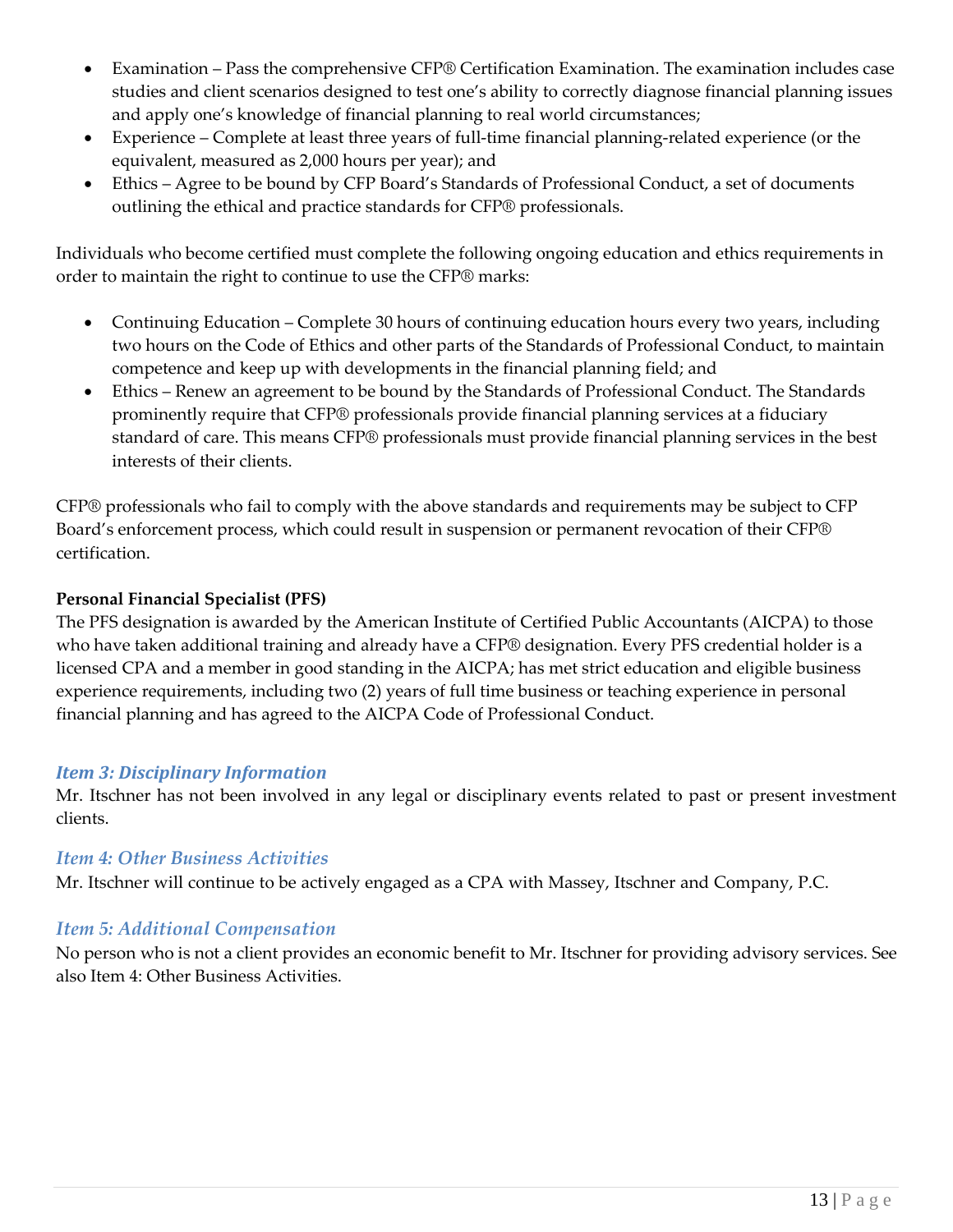- Examination – Pass the comprehensive CFP® Certification Examination. The examination includes case studies and client scenarios designed to test one's ability to correctly diagnose financial planning issues and apply one's knowledge of financial planning to real world circumstances;
- Experience – Complete at least three years of full-time financial planning-related experience (or the equivalent, measured as 2,000 hours per year); and
- Ethics – Agree to be bound by CFP Board's Standards of Professional Conduct, a set of documents outlining the ethical and practice standards for CFP® professionals.

Individuals who become certified must complete the following ongoing education and ethics requirements in order to maintain the right to continue to use the CFP® marks:

- Continuing Education – Complete 30 hours of continuing education hours every two years, including two hours on the Code of Ethics and other parts of the Standards of Professional Conduct, to maintain competence and keep up with developments in the financial planning field; and
- Ethics – Renew an agreement to be bound by the Standards of Professional Conduct. The Standards prominently require that CFP® professionals provide financial planning services at a fiduciary standard of care. This means CFP® professionals must provide financial planning services in the best interests of their clients.

CFP® professionals who fail to comply with the above standards and requirements may be subject to CFP Board's enforcement process, which could result in suspension or permanent revocation of their CFP® certification.

**Personal Financial Specialist (PFS)**

The PFS designation is awarded by the American Institute of Certified Public Accountants (AICPA) to those who have taken additional training and already have a CFP® designation. Every PFS credential holder is a licensed CPA and a member in good standing in the AICPA; has met strict education and eligible business experience requirements, including two (2) years of full time business or teaching experience in personal financial planning and has agreed to the AICPA Code of Professional Conduct.

### *Item 3: Disciplinary Information*

Mr. Itschner has not been involved in any legal or disciplinary events related to past or present investment clients.

### *Item 4: Other Business Activities*

Mr. Itschner will continue to be actively engaged as a CPA with Massey, Itschner and Company, P.C.

### *Item 5: Additional Compensation*

No person who is not a client provides an economic benefit to Mr. Itschner for providing advisory services. See also Item 4: Other Business Activities.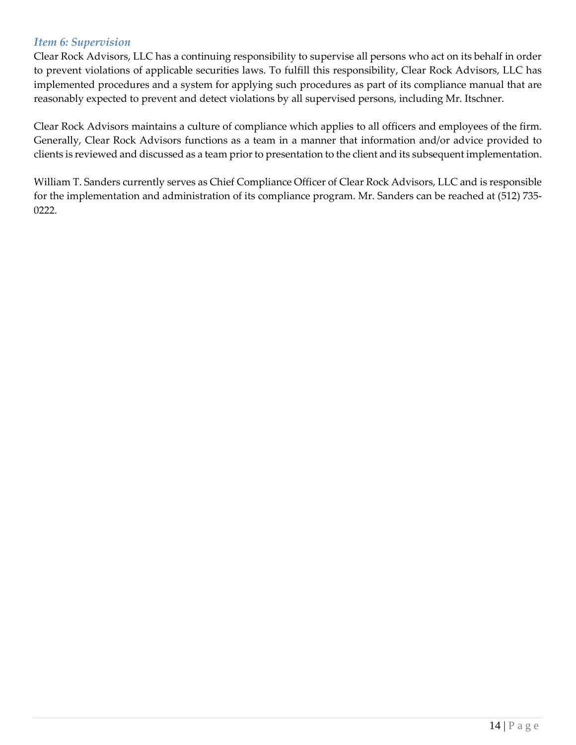### *Item 6: Supervision*

Clear Rock Advisors, LLC has a continuing responsibility to supervise all persons who act on its behalf in order to prevent violations of applicable securities laws. To fulfill this responsibility, Clear Rock Advisors, LLC has implemented procedures and a system for applying such procedures as part of its compliance manual that are reasonably expected to prevent and detect violations by all supervised persons, including Mr. Itschner.

Clear Rock Advisors maintains a culture of compliance which applies to all officers and employees of the firm. Generally, Clear Rock Advisors functions as a team in a manner that information and/or advice provided to clients is reviewed and discussed as a team prior to presentation to the client and its subsequent implementation.

William T. Sanders currently serves as Chief Compliance Officer of Clear Rock Advisors, LLC and is responsible for the implementation and administration of its compliance program. Mr. Sanders can be reached at (512) 735-0222.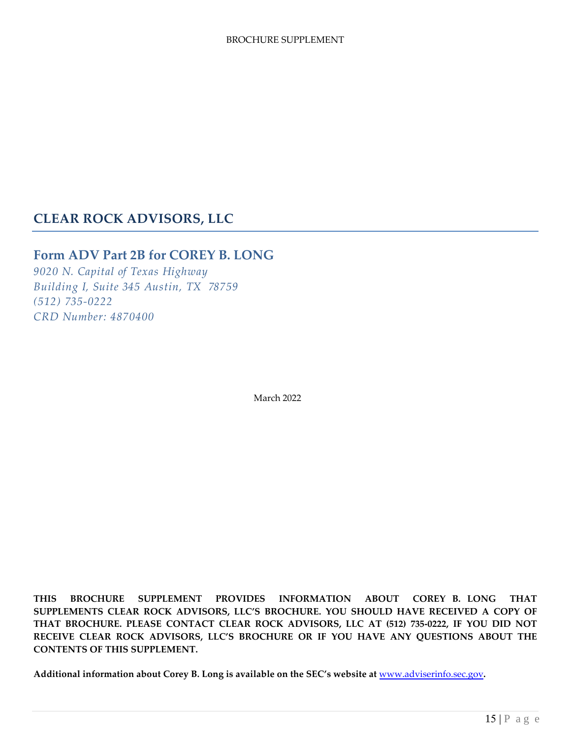BROCHURE SUPPLEMENT

# CLEAR ROCK ADVISORS, LLC

## Form ADV Part 2B for COREY B. LONG

*9020 N. Capital of Texas Highway*
*Building I, Suite 345 Austin, TX 78759*
*(512) 735-0222*
*CRD Number: 4870400*

March 2022

**THIS BROCHURE SUPPLEMENT PROVIDES INFORMATION ABOUT COREY B. LONG THAT SUPPLEMENTS CLEAR ROCK ADVISORS, LLC'S BROCHURE. YOU SHOULD HAVE RECEIVED A COPY OF THAT BROCHURE. PLEASE CONTACT CLEAR ROCK ADVISORS, LLC AT (512) 735-0222, IF YOU DID NOT RECEIVE CLEAR ROCK ADVISORS, LLC'S BROCHURE OR IF YOU HAVE ANY QUESTIONS ABOUT THE CONTENTS OF THIS SUPPLEMENT.**

**Additional information about Corey B. Long is available on the SEC's website at [www.adviserinfo.sec.gov](http://www.adviserinfo.sec.gov).**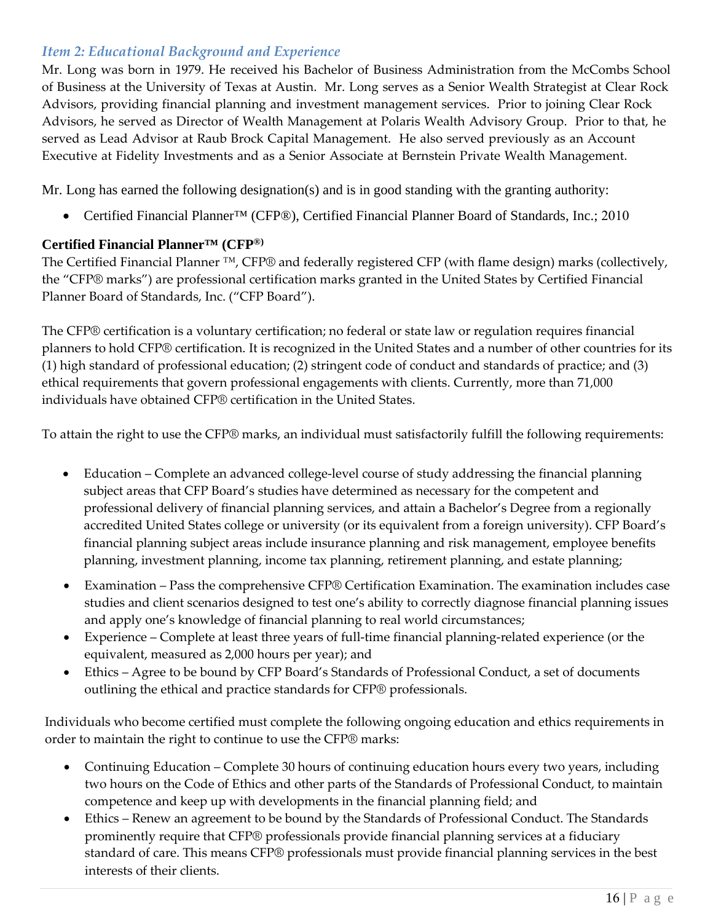## *Item 2: Educational Background and Experience*

Mr. Long was born in 1979. He received his Bachelor of Business Administration from the McCombs School of Business at the University of Texas at Austin. Mr. Long serves as a Senior Wealth Strategist at Clear Rock Advisors, providing financial planning and investment management services. Prior to joining Clear Rock Advisors, he served as Director of Wealth Management at Polaris Wealth Advisory Group. Prior to that, he served as Lead Advisor at Raub Brock Capital Management. He also served previously as an Account Executive at Fidelity Investments and as a Senior Associate at Bernstein Private Wealth Management.

Mr. Long has earned the following designation(s) and is in good standing with the granting authority:

- Certified Financial Planner™ (CFP®), Certified Financial Planner Board of Standards, Inc.; 2010

**Certified Financial Planner™ (CFP®)**

The Certified Financial Planner ™, CFP® and federally registered CFP (with flame design) marks (collectively, the "CFP® marks") are professional certification marks granted in the United States by Certified Financial Planner Board of Standards, Inc. ("CFP Board").

The CFP® certification is a voluntary certification; no federal or state law or regulation requires financial planners to hold CFP® certification. It is recognized in the United States and a number of other countries for its (1) high standard of professional education; (2) stringent code of conduct and standards of practice; and (3) ethical requirements that govern professional engagements with clients. Currently, more than 71,000 individuals have obtained CFP® certification in the United States.

To attain the right to use the CFP® marks, an individual must satisfactorily fulfill the following requirements:

- Education – Complete an advanced college-level course of study addressing the financial planning subject areas that CFP Board's studies have determined as necessary for the competent and professional delivery of financial planning services, and attain a Bachelor's Degree from a regionally accredited United States college or university (or its equivalent from a foreign university). CFP Board's financial planning subject areas include insurance planning and risk management, employee benefits planning, investment planning, income tax planning, retirement planning, and estate planning;
- Examination – Pass the comprehensive CFP® Certification Examination. The examination includes case studies and client scenarios designed to test one's ability to correctly diagnose financial planning issues and apply one's knowledge of financial planning to real world circumstances;
- Experience – Complete at least three years of full-time financial planning-related experience (or the equivalent, measured as 2,000 hours per year); and
- Ethics – Agree to be bound by CFP Board's Standards of Professional Conduct, a set of documents outlining the ethical and practice standards for CFP® professionals.

Individuals who become certified must complete the following ongoing education and ethics requirements in order to maintain the right to continue to use the CFP® marks:

- Continuing Education – Complete 30 hours of continuing education hours every two years, including two hours on the Code of Ethics and other parts of the Standards of Professional Conduct, to maintain competence and keep up with developments in the financial planning field; and
- Ethics – Renew an agreement to be bound by the Standards of Professional Conduct. The Standards prominently require that CFP® professionals provide financial planning services at a fiduciary standard of care. This means CFP® professionals must provide financial planning services in the best interests of their clients.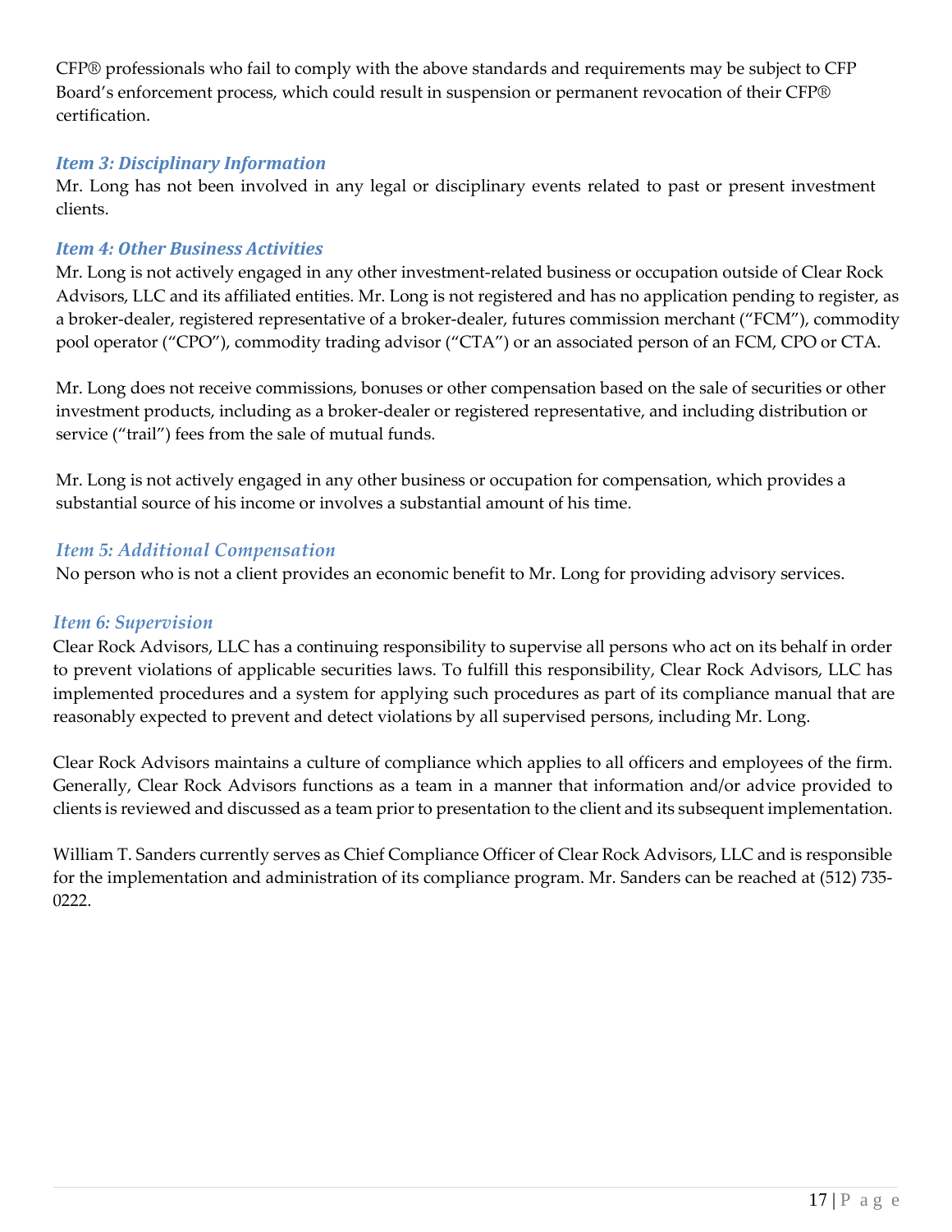CFP® professionals who fail to comply with the above standards and requirements may be subject to CFP Board's enforcement process, which could result in suspension or permanent revocation of their CFP® certification.

### *Item 3: Disciplinary Information*

Mr. Long has not been involved in any legal or disciplinary events related to past or present investment clients.

### *Item 4: Other Business Activities*

Mr. Long is not actively engaged in any other investment-related business or occupation outside of Clear Rock Advisors, LLC and its affiliated entities. Mr. Long is not registered and has no application pending to register, as a broker-dealer, registered representative of a broker-dealer, futures commission merchant ("FCM"), commodity pool operator ("CPO"), commodity trading advisor ("CTA") or an associated person of an FCM, CPO or CTA.

Mr. Long does not receive commissions, bonuses or other compensation based on the sale of securities or other investment products, including as a broker-dealer or registered representative, and including distribution or service ("trail") fees from the sale of mutual funds.

Mr. Long is not actively engaged in any other business or occupation for compensation, which provides a substantial source of his income or involves a substantial amount of his time.

### *Item 5: Additional Compensation*

No person who is not a client provides an economic benefit to Mr. Long for providing advisory services.

### *Item 6: Supervision*

Clear Rock Advisors, LLC has a continuing responsibility to supervise all persons who act on its behalf in order to prevent violations of applicable securities laws. To fulfill this responsibility, Clear Rock Advisors, LLC has implemented procedures and a system for applying such procedures as part of its compliance manual that are reasonably expected to prevent and detect violations by all supervised persons, including Mr. Long.

Clear Rock Advisors maintains a culture of compliance which applies to all officers and employees of the firm. Generally, Clear Rock Advisors functions as a team in a manner that information and/or advice provided to clients is reviewed and discussed as a team prior to presentation to the client and its subsequent implementation.

William T. Sanders currently serves as Chief Compliance Officer of Clear Rock Advisors, LLC and is responsible for the implementation and administration of its compliance program. Mr. Sanders can be reached at (512) 735-0222.